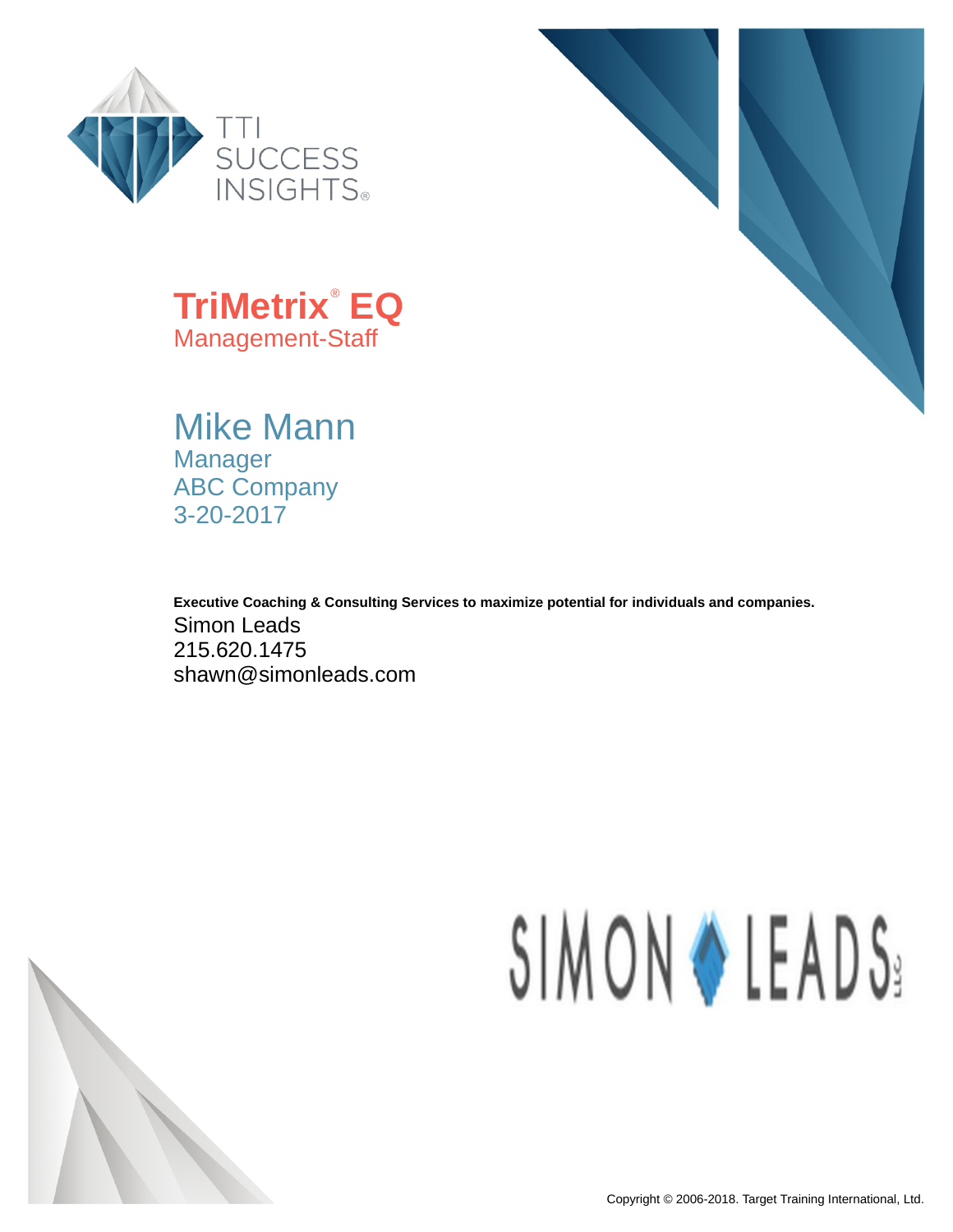TTI SUCCESS INSIGHTS®

# TriMetrix® EQ

Management-Staff

## Mike Mann

Manager

ABC Company

3-20-2017

**Executive Coaching & Consulting Services to maximize potential for individuals and companies.**

Simon Leads

215.620.1475

shawn@simonleads.com

SIMON LEADS LLC

Copyright © 2006-2018. Target Training International, Ltd.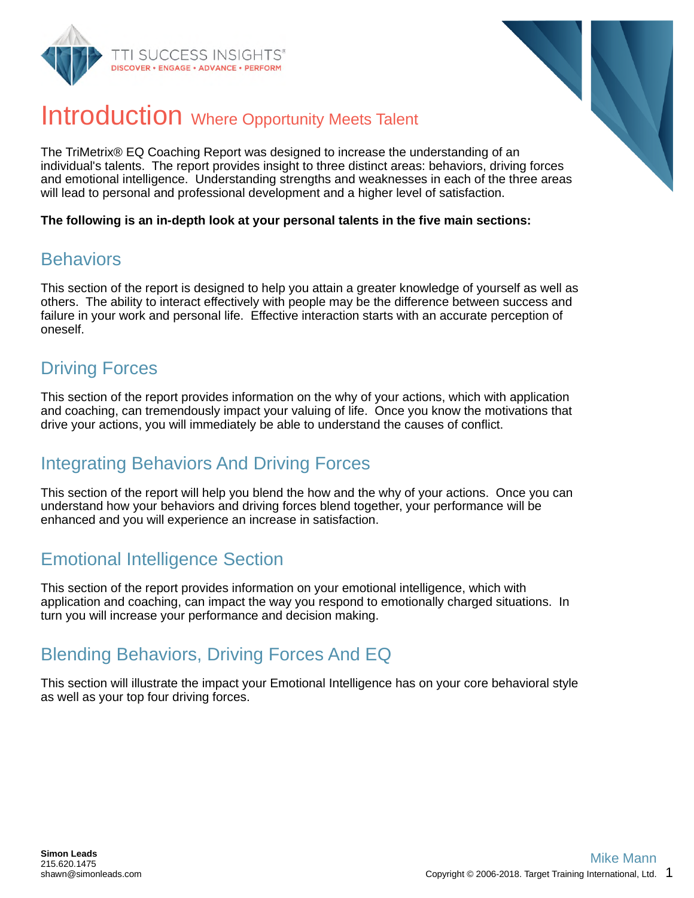# Introduction Where Opportunity Meets Talent

The TriMetrix® EQ Coaching Report was designed to increase the understanding of an individual's talents. The report provides insight to three distinct areas: behaviors, driving forces and emotional intelligence. Understanding strengths and weaknesses in each of the three areas will lead to personal and professional development and a higher level of satisfaction.

**The following is an in-depth look at your personal talents in the five main sections:**

## Behaviors

This section of the report is designed to help you attain a greater knowledge of yourself as well as others. The ability to interact effectively with people may be the difference between success and failure in your work and personal life. Effective interaction starts with an accurate perception of oneself.

## Driving Forces

This section of the report provides information on the why of your actions, which with application and coaching, can tremendously impact your valuing of life. Once you know the motivations that drive your actions, you will immediately be able to understand the causes of conflict.

## Integrating Behaviors And Driving Forces

This section of the report will help you blend the how and the why of your actions. Once you can understand how your behaviors and driving forces blend together, your performance will be enhanced and you will experience an increase in satisfaction.

## Emotional Intelligence Section

This section of the report provides information on your emotional intelligence, which with application and coaching, can impact the way you respond to emotionally charged situations. In turn you will increase your performance and decision making.

## Blending Behaviors, Driving Forces And EQ

This section will illustrate the impact your Emotional Intelligence has on your core behavioral style as well as your top four driving forces.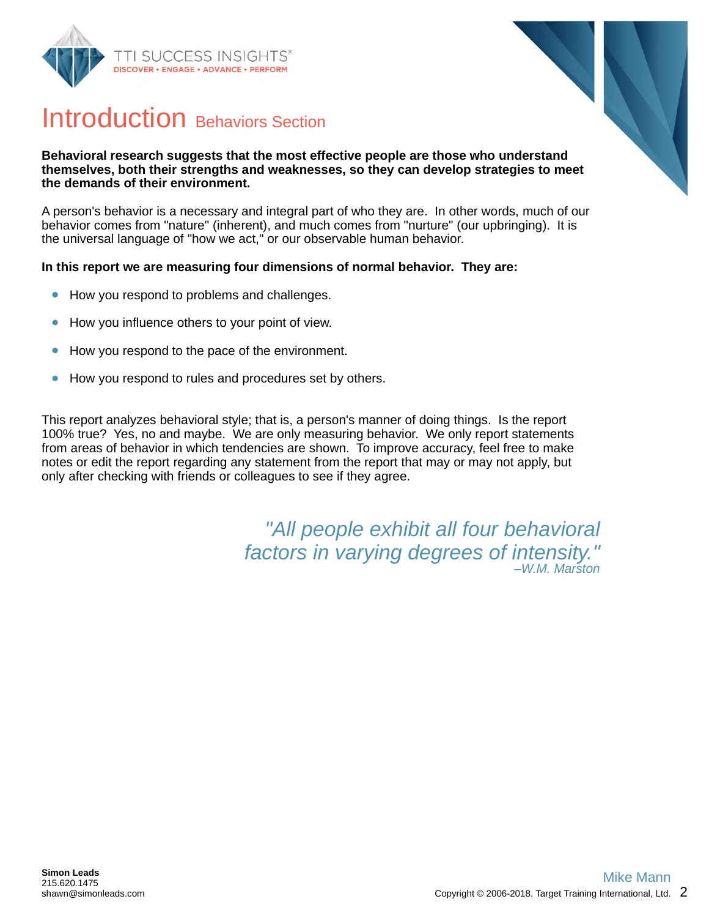# Introduction Behaviors Section

**Behavioral research suggests that the most effective people are those who understand themselves, both their strengths and weaknesses, so they can develop strategies to meet the demands of their environment.**

A person's behavior is a necessary and integral part of who they are. In other words, much of our behavior comes from "nature" (inherent), and much comes from "nurture" (our upbringing). It is the universal language of "how we act," or our observable human behavior.

**In this report we are measuring four dimensions of normal behavior. They are:**

- How you respond to problems and challenges.
- How you influence others to your point of view.
- How you respond to the pace of the environment.
- How you respond to rules and procedures set by others.

This report analyzes behavioral style; that is, a person's manner of doing things. Is the report 100% true? Yes, no and maybe. We are only measuring behavior. We only report statements from areas of behavior in which tendencies are shown. To improve accuracy, feel free to make notes or edit the report regarding any statement from the report that may or may not apply, but only after checking with friends or colleagues to see if they agree.

*"All people exhibit all four behavioral factors in varying degrees of intensity."*
*–W.M. Marston*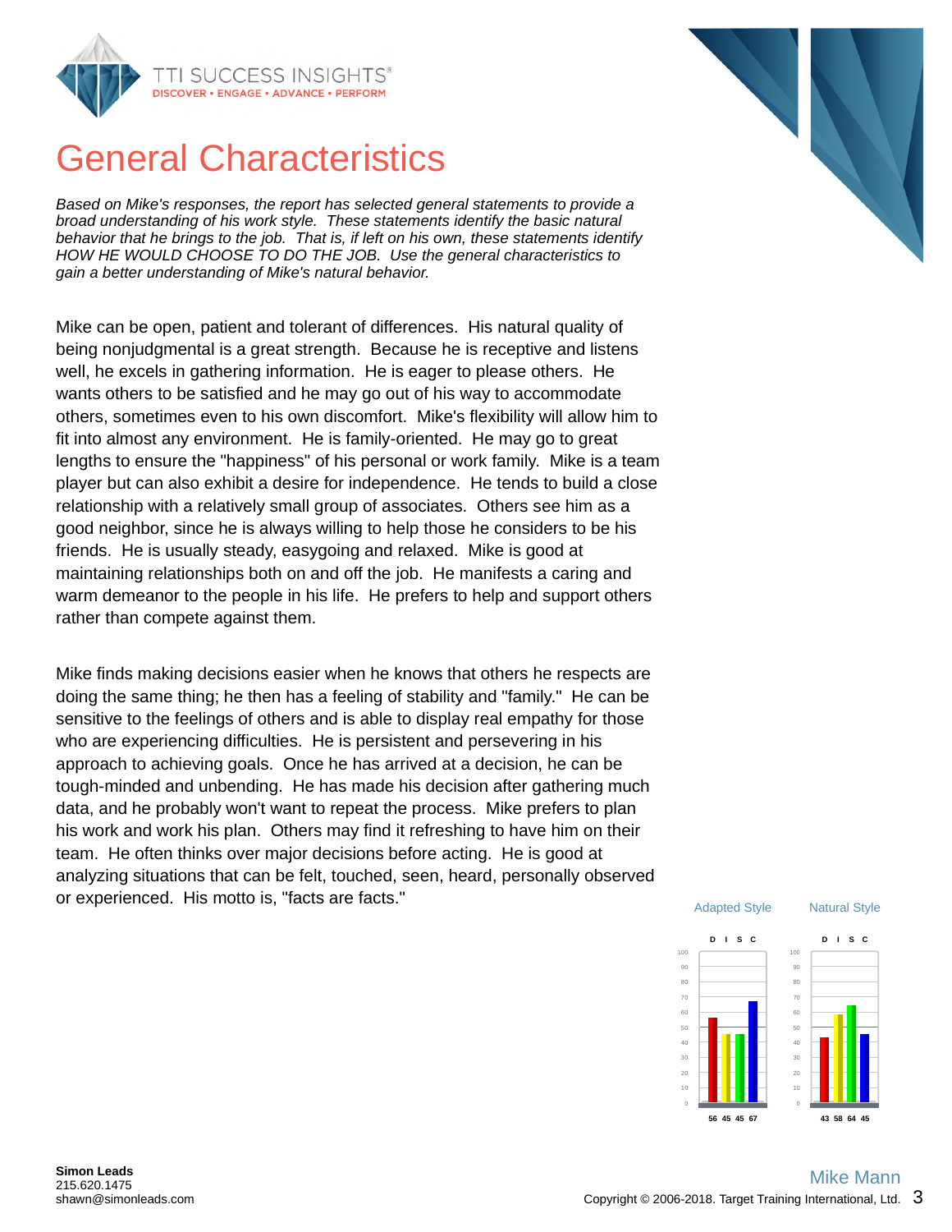# General Characteristics

*Based on Mike's responses, the report has selected general statements to provide a broad understanding of his work style. These statements identify the basic natural behavior that he brings to the job. That is, if left on his own, these statements identify HOW HE WOULD CHOOSE TO DO THE JOB. Use the general characteristics to gain a better understanding of Mike's natural behavior.*

Mike can be open, patient and tolerant of differences. His natural quality of being nonjudgmental is a great strength. Because he is receptive and listens well, he excels in gathering information. He is eager to please others. He wants others to be satisfied and he may go out of his way to accommodate others, sometimes even to his own discomfort. Mike's flexibility will allow him to fit into almost any environment. He is family-oriented. He may go to great lengths to ensure the "happiness" of his personal or work family. Mike is a team player but can also exhibit a desire for independence. He tends to build a close relationship with a relatively small group of associates. Others see him as a good neighbor, since he is always willing to help those he considers to be his friends. He is usually steady, easygoing and relaxed. Mike is good at maintaining relationships both on and off the job. He manifests a caring and warm demeanor to the people in his life. He prefers to help and support others rather than compete against them.

Mike finds making decisions easier when he knows that others he respects are doing the same thing; he then has a feeling of stability and "family." He can be sensitive to the feelings of others and is able to display real empathy for those who are experiencing difficulties. He is persistent and persevering in his approach to achieving goals. Once he has arrived at a decision, he can be tough-minded and unbending. He has made his decision after gathering much data, and he probably won't want to repeat the process. Mike prefers to plan his work and work his plan. Others may find it refreshing to have him on their team. He often thinks over major decisions before acting. He is good at analyzing situations that can be felt, touched, seen, heard, personally observed or experienced. His motto is, "facts are facts."

| | D | I | S | C |
|---|---|---|---|---|
| Adapted Style | 56 | 45 | 45 | 67 |
| Natural Style | 43 | 58 | 64 | 45 |

Simon Leads
215.620.1475
shawn@simonleads.com

Mike Mann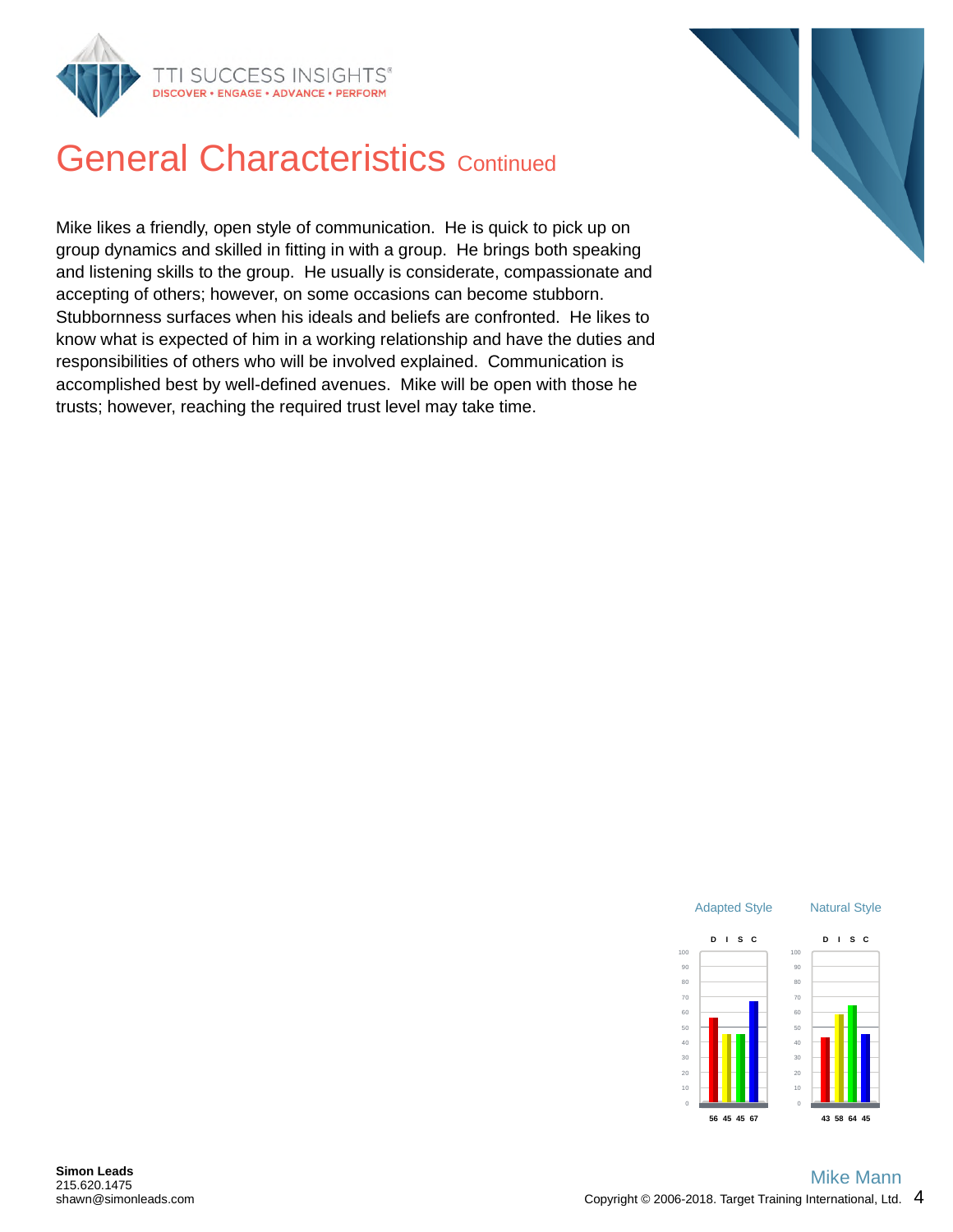# General Characteristics Continued

Mike likes a friendly, open style of communication. He is quick to pick up on group dynamics and skilled in fitting in with a group. He brings both speaking and listening skills to the group. He usually is considerate, compassionate and accepting of others; however, on some occasions can become stubborn. Stubbornness surfaces when his ideals and beliefs are confronted. He likes to know what is expected of him in a working relationship and have the duties and responsibilities of others who will be involved explained. Communication is accomplished best by well-defined avenues. Mike will be open with those he trusts; however, reaching the required trust level may take time.

| | D | I | S | C |
|---|---|---|---|---|
| Adapted Style | 56 | 45 | 45 | 67 |
| Natural Style | 43 | 58 | 64 | 45 |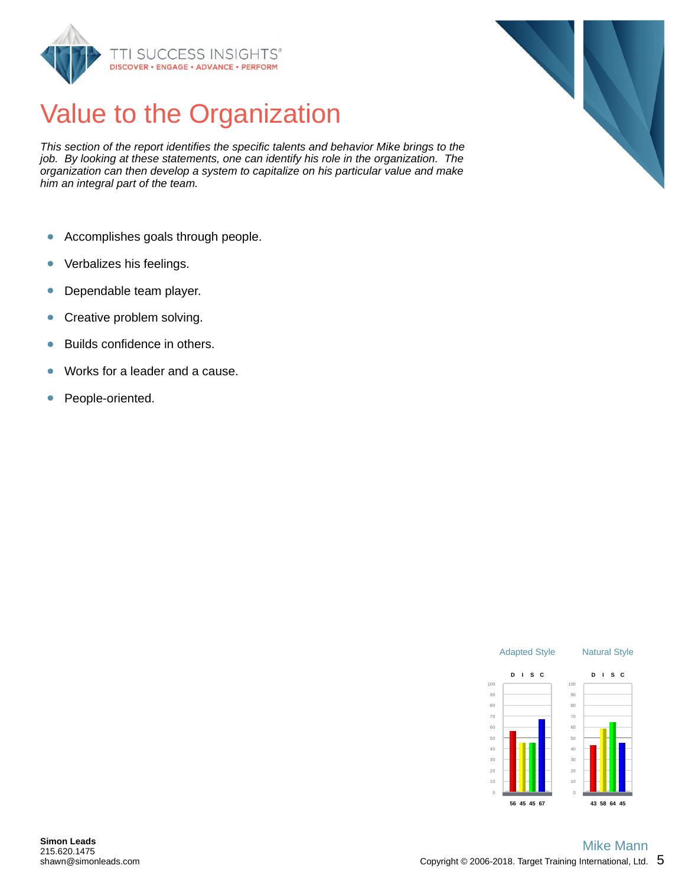# Value to the Organization

*This section of the report identifies the specific talents and behavior Mike brings to the job. By looking at these statements, one can identify his role in the organization. The organization can then develop a system to capitalize on his particular value and make him an integral part of the team.*

- Accomplishes goals through people.
- Verbalizes his feelings.
- Dependable team player.
- Creative problem solving.
- Builds confidence in others.
- Works for a leader and a cause.
- People-oriented.

| | D | I | S | C |
|---|---|---|---|---|
| Adapted Style | 56 | 45 | 45 | 67 |
| Natural Style | 43 | 58 | 64 | 45 |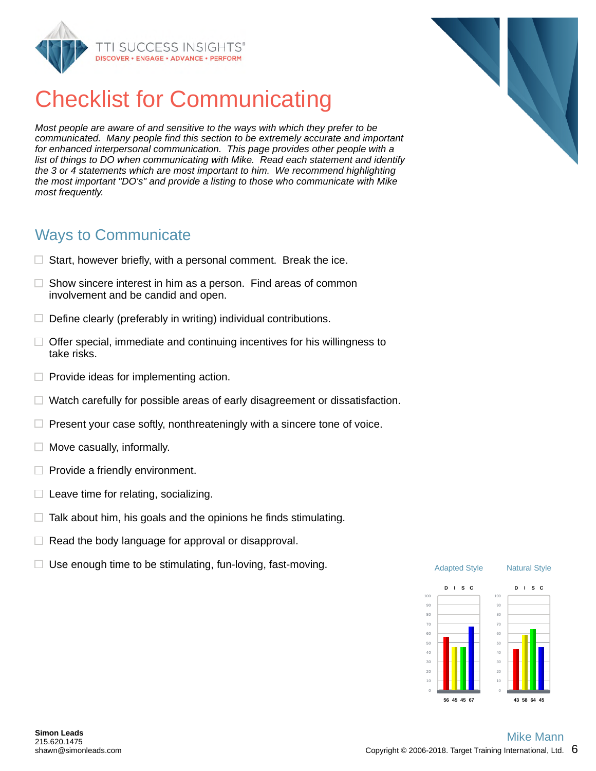# Checklist for Communicating

*Most people are aware of and sensitive to the ways with which they prefer to be communicated. Many people find this section to be extremely accurate and important for enhanced interpersonal communication. This page provides other people with a list of things to DO when communicating with Mike. Read each statement and identify the 3 or 4 statements which are most important to him. We recommend highlighting the most important "DO's" and provide a listing to those who communicate with Mike most frequently.*

## Ways to Communicate

- ☐ Start, however briefly, with a personal comment. Break the ice.
- ☐ Show sincere interest in him as a person. Find areas of common involvement and be candid and open.
- ☐ Define clearly (preferably in writing) individual contributions.
- ☐ Offer special, immediate and continuing incentives for his willingness to take risks.
- ☐ Provide ideas for implementing action.
- ☐ Watch carefully for possible areas of early disagreement or dissatisfaction.
- ☐ Present your case softly, nonthreateningly with a sincere tone of voice.
- ☐ Move casually, informally.
- ☐ Provide a friendly environment.
- ☐ Leave time for relating, socializing.
- ☐ Talk about him, his goals and the opinions he finds stimulating.
- ☐ Read the body language for approval or disapproval.
- ☐ Use enough time to be stimulating, fun-loving, fast-moving.

| | D | I | S | C |
|---|---|---|---|---|
| Adapted Style | 56 | 45 | 45 | 67 |
| Natural Style | 43 | 58 | 64 | 45 |

Simon Leads
215.620.1475
shawn@simonleads.com

Mike Mann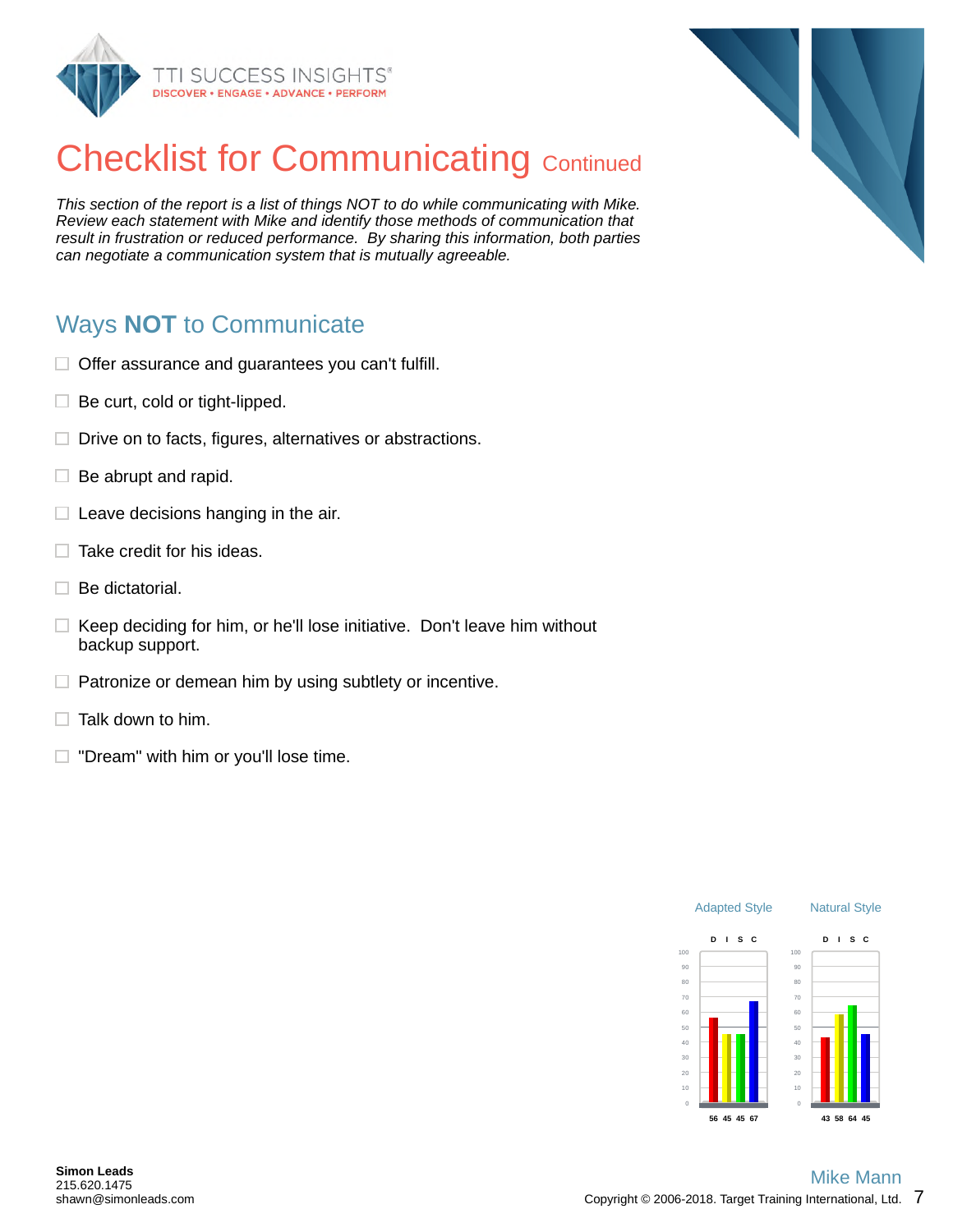# Checklist for Communicating Continued

*This section of the report is a list of things NOT to do while communicating with Mike. Review each statement with Mike and identify those methods of communication that result in frustration or reduced performance. By sharing this information, both parties can negotiate a communication system that is mutually agreeable.*

## Ways **NOT** to Communicate

- ☐ Offer assurance and guarantees you can't fulfill.
- ☐ Be curt, cold or tight-lipped.
- ☐ Drive on to facts, figures, alternatives or abstractions.
- ☐ Be abrupt and rapid.
- ☐ Leave decisions hanging in the air.
- ☐ Take credit for his ideas.
- ☐ Be dictatorial.
- ☐ Keep deciding for him, or he'll lose initiative. Don't leave him without backup support.
- ☐ Patronize or demean him by using subtlety or incentive.
- ☐ Talk down to him.
- ☐ "Dream" with him or you'll lose time.

| | Adapted Style | Natural Style |
|---|---|---|
| D | 56 | 43 |
| I | 45 | 58 |
| S | 45 | 64 |
| C | 67 | 45 |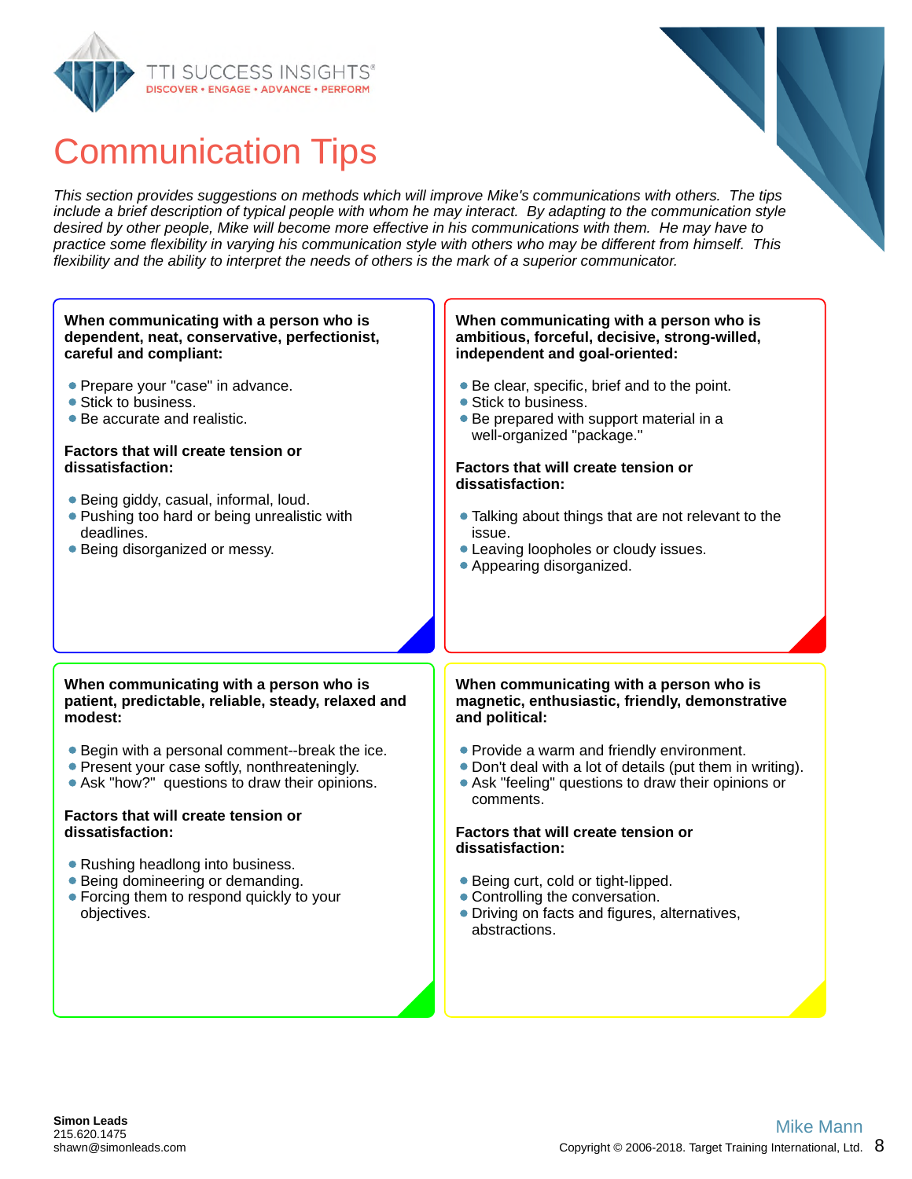# Communication Tips

*This section provides suggestions on methods which will improve Mike's communications with others. The tips include a brief description of typical people with whom he may interact. By adapting to the communication style desired by other people, Mike will become more effective in his communications with them. He may have to practice some flexibility in varying his communication style with others who may be different from himself. This flexibility and the ability to interpret the needs of others is the mark of a superior communicator.*

**When communicating with a person who is dependent, neat, conservative, perfectionist, careful and compliant:**

- Prepare your "case" in advance.
- Stick to business.
- Be accurate and realistic.

**Factors that will create tension or dissatisfaction:**

- Being giddy, casual, informal, loud.
- Pushing too hard or being unrealistic with deadlines.
- Being disorganized or messy.

**When communicating with a person who is ambitious, forceful, decisive, strong-willed, independent and goal-oriented:**

- Be clear, specific, brief and to the point.
- Stick to business.
- Be prepared with support material in a well-organized "package."

**Factors that will create tension or dissatisfaction:**

- Talking about things that are not relevant to the issue.
- Leaving loopholes or cloudy issues.
- Appearing disorganized.

**When communicating with a person who is patient, predictable, reliable, steady, relaxed and modest:**

- Begin with a personal comment--break the ice.
- Present your case softly, nonthreateningly.
- Ask "how?" questions to draw their opinions.

**Factors that will create tension or dissatisfaction:**

- Rushing headlong into business.
- Being domineering or demanding.
- Forcing them to respond quickly to your objectives.

**When communicating with a person who is magnetic, enthusiastic, friendly, demonstrative and political:**

- Provide a warm and friendly environment.
- Don't deal with a lot of details (put them in writing).
- Ask "feeling" questions to draw their opinions or comments.

**Factors that will create tension or dissatisfaction:**

- Being curt, cold or tight-lipped.
- Controlling the conversation.
- Driving on facts and figures, alternatives, abstractions.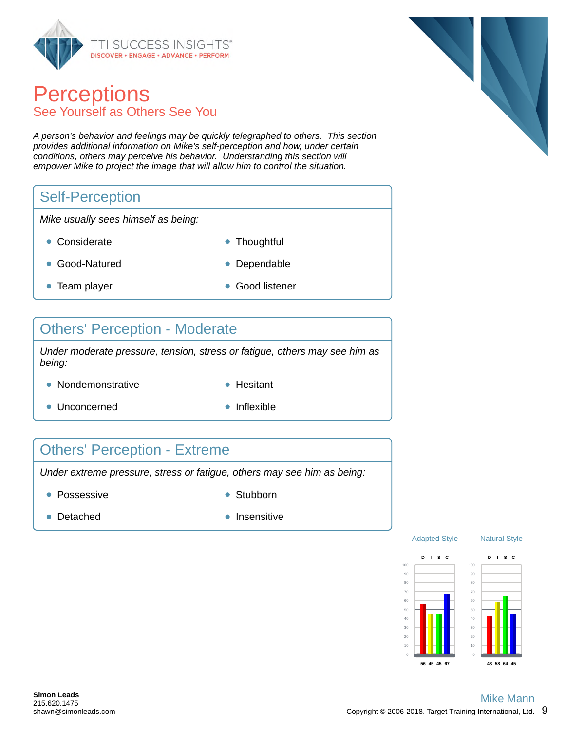# Perceptions

## See Yourself as Others See You

*A person's behavior and feelings may be quickly telegraphed to others. This section provides additional information on Mike's self-perception and how, under certain conditions, others may perceive his behavior. Understanding this section will empower Mike to project the image that will allow him to control the situation.*

### Self-Perception

*Mike usually sees himself as being:*

- Considerate
- Thoughtful
- Good-Natured
- Dependable
- Team player
- Good listener

### Others' Perception - Moderate

*Under moderate pressure, tension, stress or fatigue, others may see him as being:*

- Nondemonstrative
- Hesitant
- Unconcerned
- Inflexible

### Others' Perception - Extreme

*Under extreme pressure, stress or fatigue, others may see him as being:*

- Possessive
- Stubborn
- Detached
- Insensitive

| | D | I | S | C |
|---|---|---|---|---|
| Adapted Style | 56 | 45 | 45 | 67 |
| Natural Style | 43 | 58 | 64 | 45 |

**Simon Leads**
215.620.1475
shawn@simonleads.com

Mike Mann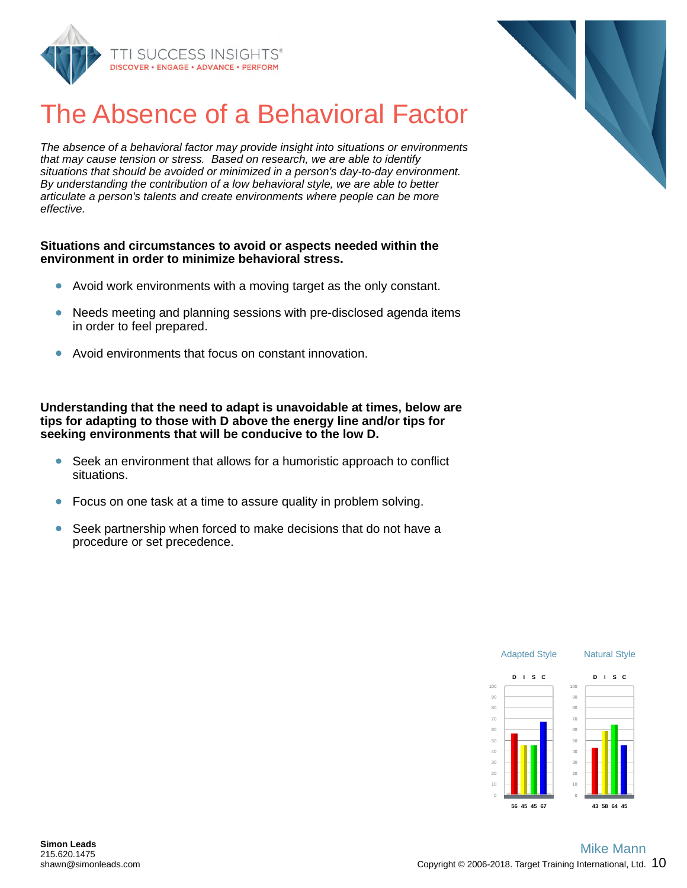# The Absence of a Behavioral Factor

*The absence of a behavioral factor may provide insight into situations or environments that may cause tension or stress. Based on research, we are able to identify situations that should be avoided or minimized in a person's day-to-day environment. By understanding the contribution of a low behavioral style, we are able to better articulate a person's talents and create environments where people can be more effective.*

**Situations and circumstances to avoid or aspects needed within the environment in order to minimize behavioral stress.**

- Avoid work environments with a moving target as the only constant.
- Needs meeting and planning sessions with pre-disclosed agenda items in order to feel prepared.
- Avoid environments that focus on constant innovation.

**Understanding that the need to adapt is unavoidable at times, below are tips for adapting to those with D above the energy line and/or tips for seeking environments that will be conducive to the low D.**

- Seek an environment that allows for a humoristic approach to conflict situations.
- Focus on one task at a time to assure quality in problem solving.
- Seek partnership when forced to make decisions that do not have a procedure or set precedence.

| | D | I | S | C |
|---|---|---|---|---|
| Adapted Style | 56 | 45 | 45 | 67 |
| Natural Style | 43 | 58 | 64 | 45 |

Mike Mann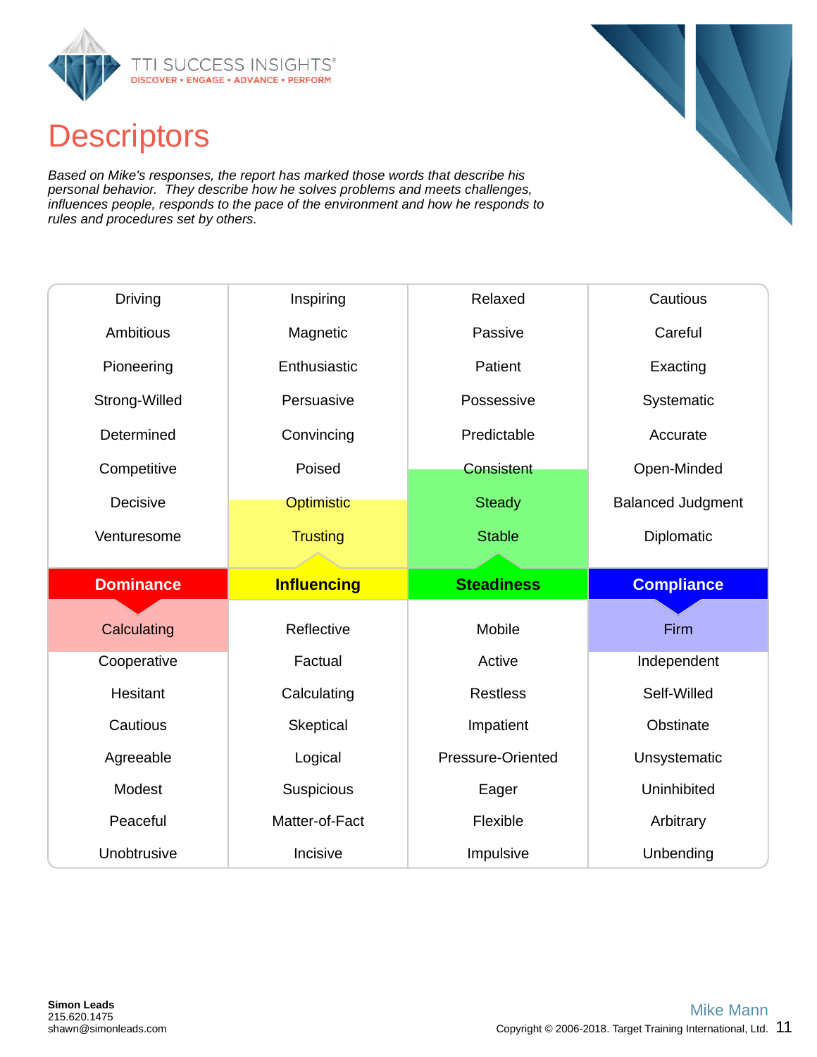# Descriptors

*Based on Mike's responses, the report has marked those words that describe his personal behavior. They describe how he solves problems and meets challenges, influences people, responds to the pace of the environment and how he responds to rules and procedures set by others.*

| Driving | Inspiring | Relaxed | Cautious |
|---|---|---|---|
| Ambitious | Magnetic | Passive | Careful |
| Pioneering | Enthusiastic | Patient | Exacting |
| Strong-Willed | Persuasive | Possessive | Systematic |
| Determined | Convincing | Predictable | Accurate |
| Competitive | Poised | Consistent | Open-Minded |
| Decisive | Optimistic | Steady | Balanced Judgment |
| Venturesome | Trusting | Stable | Diplomatic |
| **Dominance** | **Influencing** | **Steadiness** | **Compliance** |
| Calculating | Reflective | Mobile | Firm |
| Cooperative | Factual | Active | Independent |
| Hesitant | Calculating | Restless | Self-Willed |
| Cautious | Skeptical | Impatient | Obstinate |
| Agreeable | Logical | Pressure-Oriented | Unsystematic |
| Modest | Suspicious | Eager | Uninhibited |
| Peaceful | Matter-of-Fact | Flexible | Arbitrary |
| Unobtrusive | Incisive | Impulsive | Unbending |

**Simon Leads**
215.620.1475
shawn@simonleads.com

Mike Mann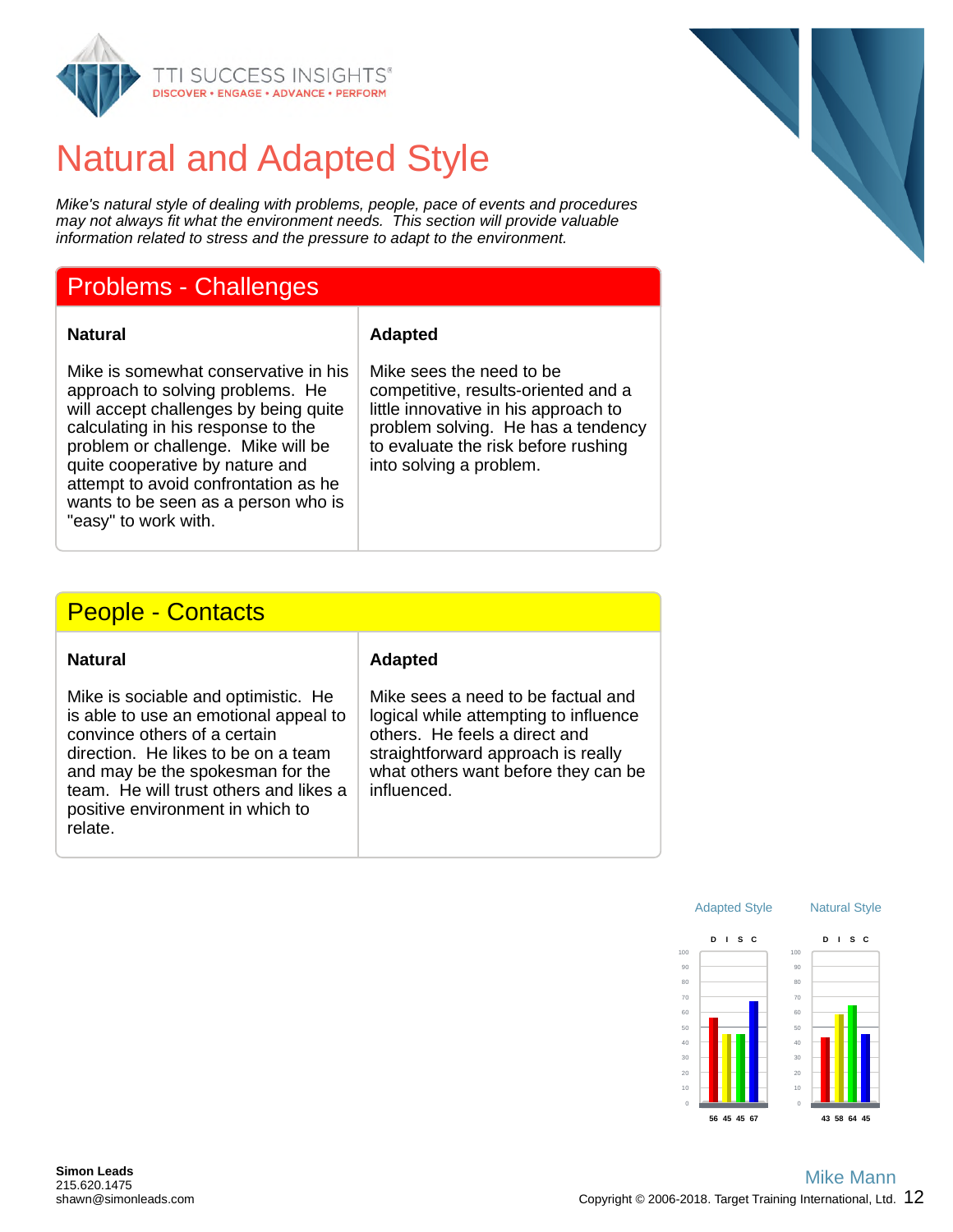# Natural and Adapted Style

*Mike's natural style of dealing with problems, people, pace of events and procedures may not always fit what the environment needs. This section will provide valuable information related to stress and the pressure to adapt to the environment.*

## Problems - Challenges

| Natural | Adapted |
| --- | --- |
| Mike is somewhat conservative in his approach to solving problems. He will accept challenges by being quite calculating in his response to the problem or challenge. Mike will be quite cooperative by nature and attempt to avoid confrontation as he wants to be seen as a person who is "easy" to work with. | Mike sees the need to be competitive, results-oriented and a little innovative in his approach to problem solving. He has a tendency to evaluate the risk before rushing into solving a problem. |

## People - Contacts

| Natural | Adapted |
| --- | --- |
| Mike is sociable and optimistic. He is able to use an emotional appeal to convince others of a certain direction. He likes to be on a team and may be the spokesman for the team. He will trust others and likes a positive environment in which to relate. | Mike sees a need to be factual and logical while attempting to influence others. He feels a direct and straightforward approach is really what others want before they can be influenced. |

| | D | I | S | C |
| --- | --- | --- | --- | --- |
| Adapted Style | 56 | 45 | 45 | 67 |
| Natural Style | 43 | 58 | 64 | 45 |

**Simon Leads**
215.620.1475
shawn@simonleads.com

Mike Mann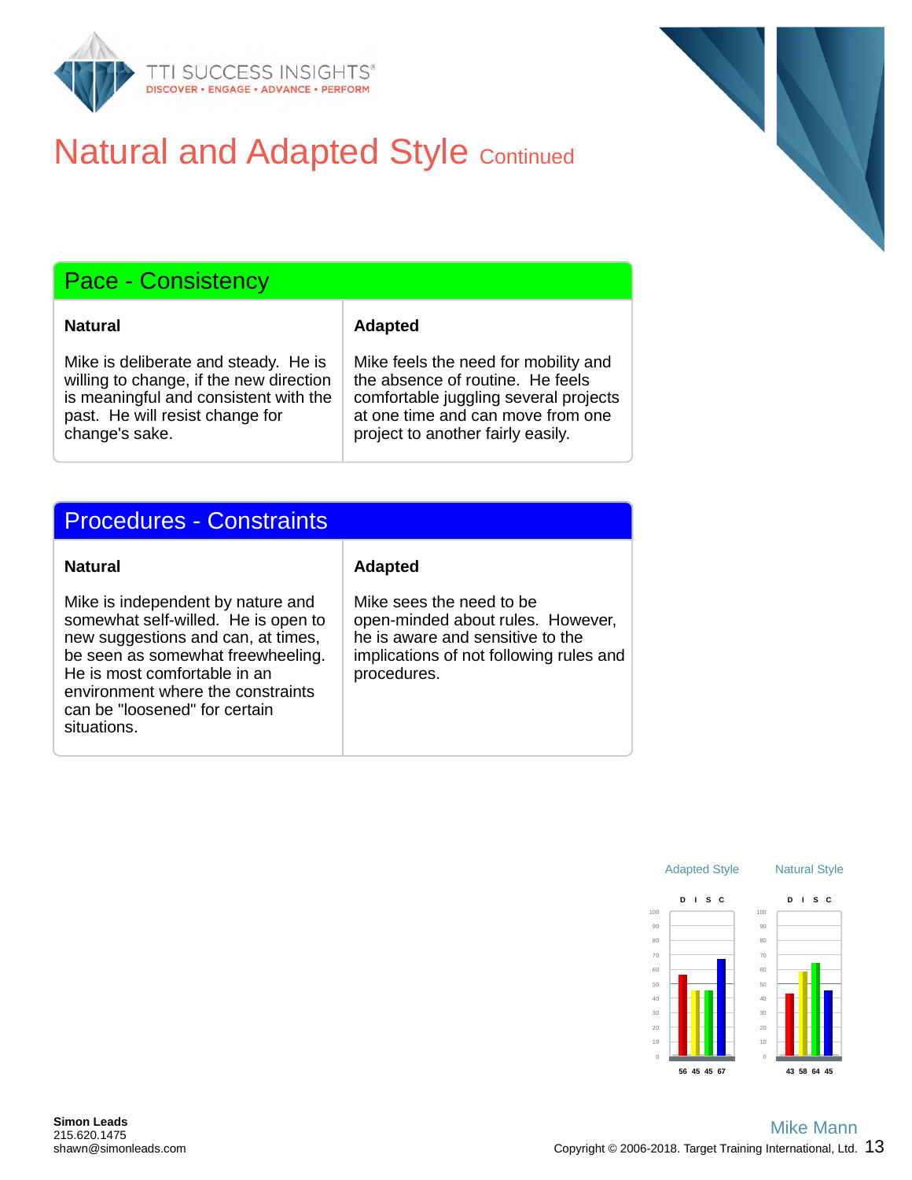# Natural and Adapted Style Continued

## Pace - Consistency

| Natural | Adapted |
| --- | --- |
| Mike is deliberate and steady. He is willing to change, if the new direction is meaningful and consistent with the past. He will resist change for change's sake. | Mike feels the need for mobility and the absence of routine. He feels comfortable juggling several projects at one time and can move from one project to another fairly easily. |

## Procedures - Constraints

| Natural | Adapted |
| --- | --- |
| Mike is independent by nature and somewhat self-willed. He is open to new suggestions and can, at times, be seen as somewhat freewheeling. He is most comfortable in an environment where the constraints can be "loosened" for certain situations. | Mike sees the need to be open-minded about rules. However, he is aware and sensitive to the implications of not following rules and procedures. |

| | Adapted Style | Natural Style |
| --- | --- | --- |
| D | 56 | 43 |
| I | 45 | 58 |
| S | 45 | 64 |
| C | 67 | 45 |

Simon Leads
215.620.1475
shawn@simonleads.com

Mike Mann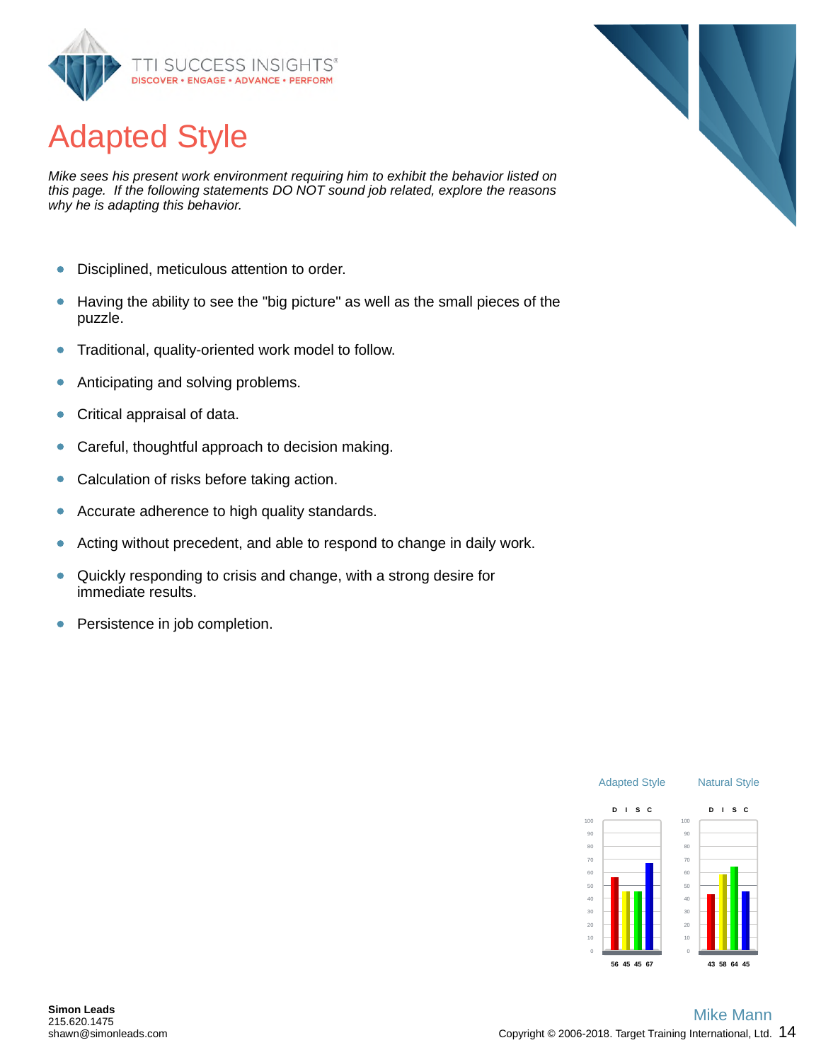# Adapted Style

*Mike sees his present work environment requiring him to exhibit the behavior listed on this page. If the following statements DO NOT sound job related, explore the reasons why he is adapting this behavior.*

- Disciplined, meticulous attention to order.
- Having the ability to see the "big picture" as well as the small pieces of the puzzle.
- Traditional, quality-oriented work model to follow.
- Anticipating and solving problems.
- Critical appraisal of data.
- Careful, thoughtful approach to decision making.
- Calculation of risks before taking action.
- Accurate adherence to high quality standards.
- Acting without precedent, and able to respond to change in daily work.
- Quickly responding to crisis and change, with a strong desire for immediate results.
- Persistence in job completion.

| | D | I | S | C |
|---|---|---|---|---|
| Adapted Style | 56 | 45 | 45 | 67 |
| Natural Style | 43 | 58 | 64 | 45 |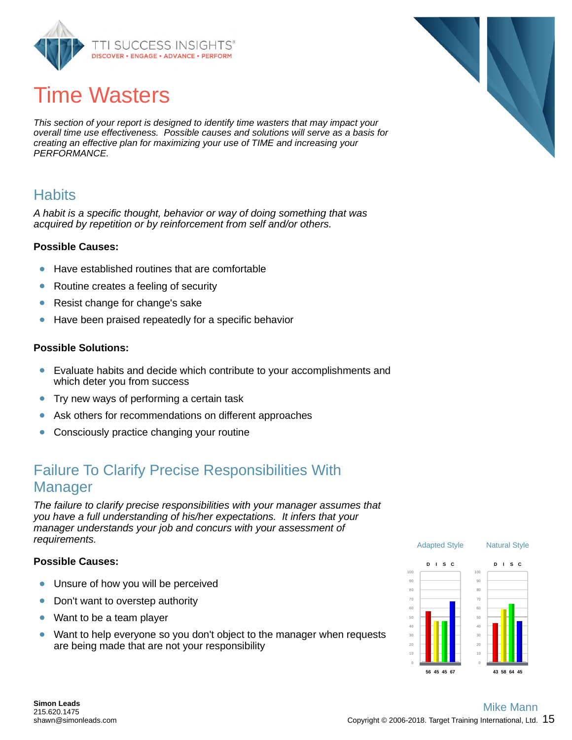# Time Wasters

*This section of your report is designed to identify time wasters that may impact your overall time use effectiveness. Possible causes and solutions will serve as a basis for creating an effective plan for maximizing your use of TIME and increasing your PERFORMANCE.*

## Habits

*A habit is a specific thought, behavior or way of doing something that was acquired by repetition or by reinforcement from self and/or others.*

**Possible Causes:**

- Have established routines that are comfortable
- Routine creates a feeling of security
- Resist change for change's sake
- Have been praised repeatedly for a specific behavior

**Possible Solutions:**

- Evaluate habits and decide which contribute to your accomplishments and which deter you from success
- Try new ways of performing a certain task
- Ask others for recommendations on different approaches
- Consciously practice changing your routine

## Failure To Clarify Precise Responsibilities With Manager

*The failure to clarify precise responsibilities with your manager assumes that you have a full understanding of his/her expectations. It infers that your manager understands your job and concurs with your assessment of requirements.*

**Possible Causes:**

- Unsure of how you will be perceived
- Don't want to overstep authority
- Want to be a team player
- Want to help everyone so you don't object to the manager when requests are being made that are not your responsibility

| | D | I | S | C |
|---|---|---|---|---|
| Adapted Style | 56 | 45 | 45 | 67 |
| Natural Style | 43 | 58 | 64 | 45 |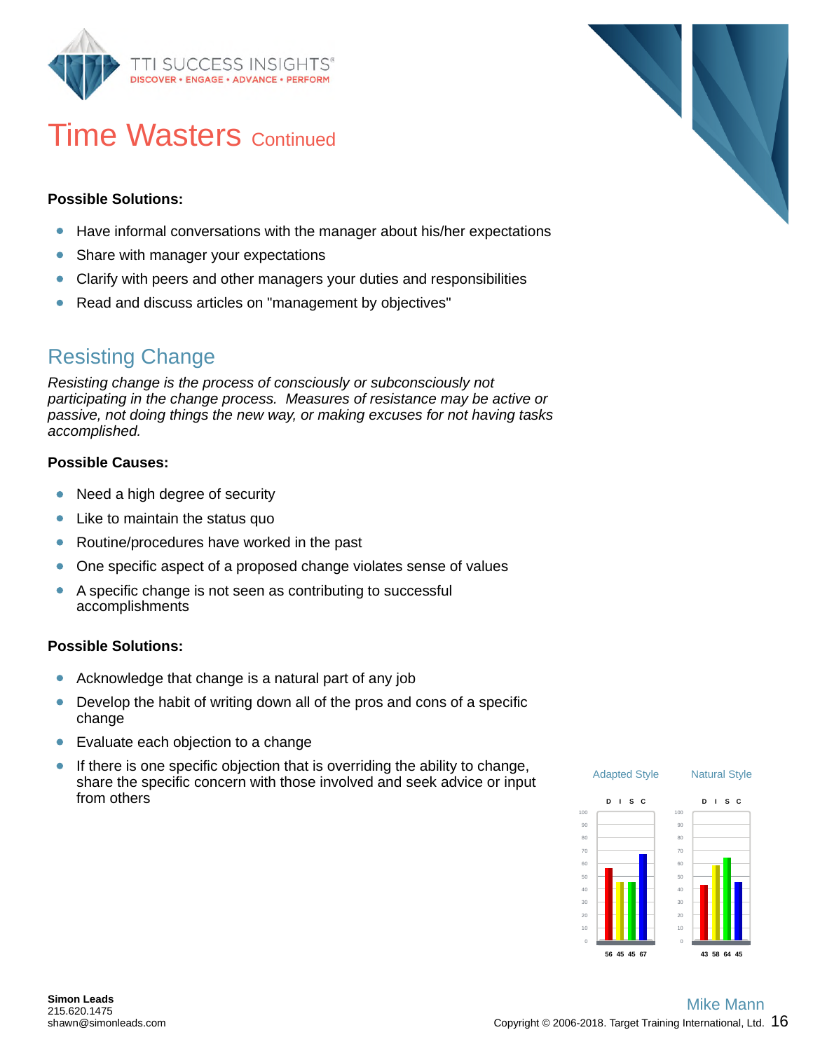# Time Wasters Continued

**Possible Solutions:**

- Have informal conversations with the manager about his/her expectations
- Share with manager your expectations
- Clarify with peers and other managers your duties and responsibilities
- Read and discuss articles on "management by objectives"

## Resisting Change

*Resisting change is the process of consciously or subconsciously not participating in the change process. Measures of resistance may be active or passive, not doing things the new way, or making excuses for not having tasks accomplished.*

**Possible Causes:**

- Need a high degree of security
- Like to maintain the status quo
- Routine/procedures have worked in the past
- One specific aspect of a proposed change violates sense of values
- A specific change is not seen as contributing to successful accomplishments

**Possible Solutions:**

- Acknowledge that change is a natural part of any job
- Develop the habit of writing down all of the pros and cons of a specific change
- Evaluate each objection to a change
- If there is one specific objection that is overriding the ability to change, share the specific concern with those involved and seek advice or input from others

| | D | I | S | C |
|---|---|---|---|---|
| Adapted Style | 56 | 45 | 45 | 67 |
| Natural Style | 43 | 58 | 64 | 45 |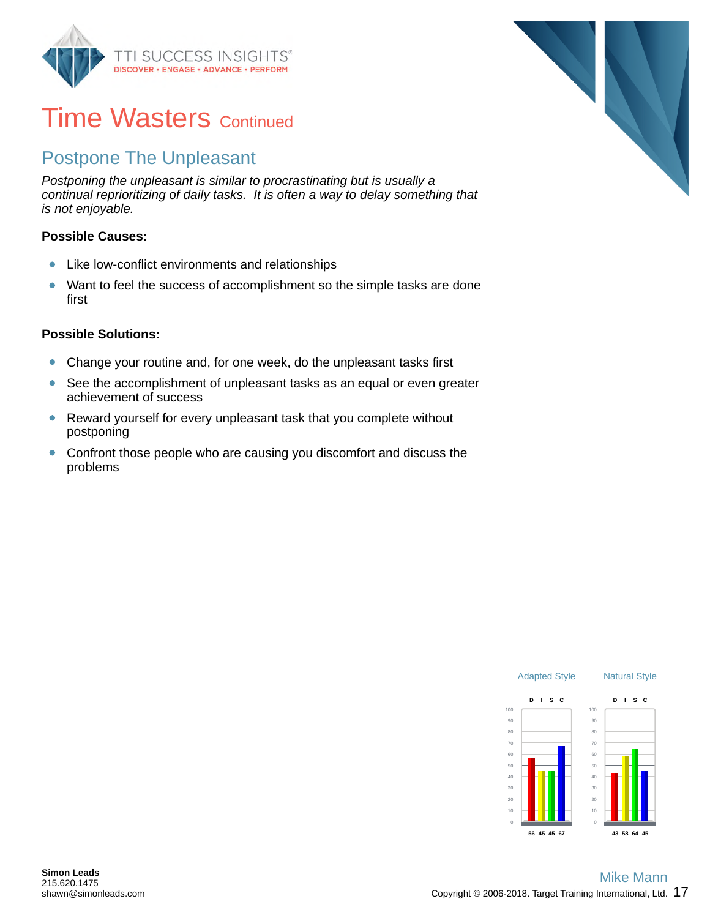# Time Wasters Continued

## Postpone The Unpleasant

*Postponing the unpleasant is similar to procrastinating but is usually a continual reprioritizing of daily tasks. It is often a way to delay something that is not enjoyable.*

**Possible Causes:**

- Like low-conflict environments and relationships
- Want to feel the success of accomplishment so the simple tasks are done first

**Possible Solutions:**

- Change your routine and, for one week, do the unpleasant tasks first
- See the accomplishment of unpleasant tasks as an equal or even greater achievement of success
- Reward yourself for every unpleasant task that you complete without postponing
- Confront those people who are causing you discomfort and discuss the problems

| | D | I | S | C |
|---|---|---|---|---|
| Adapted Style | 56 | 45 | 45 | 67 |
| Natural Style | 43 | 58 | 64 | 45 |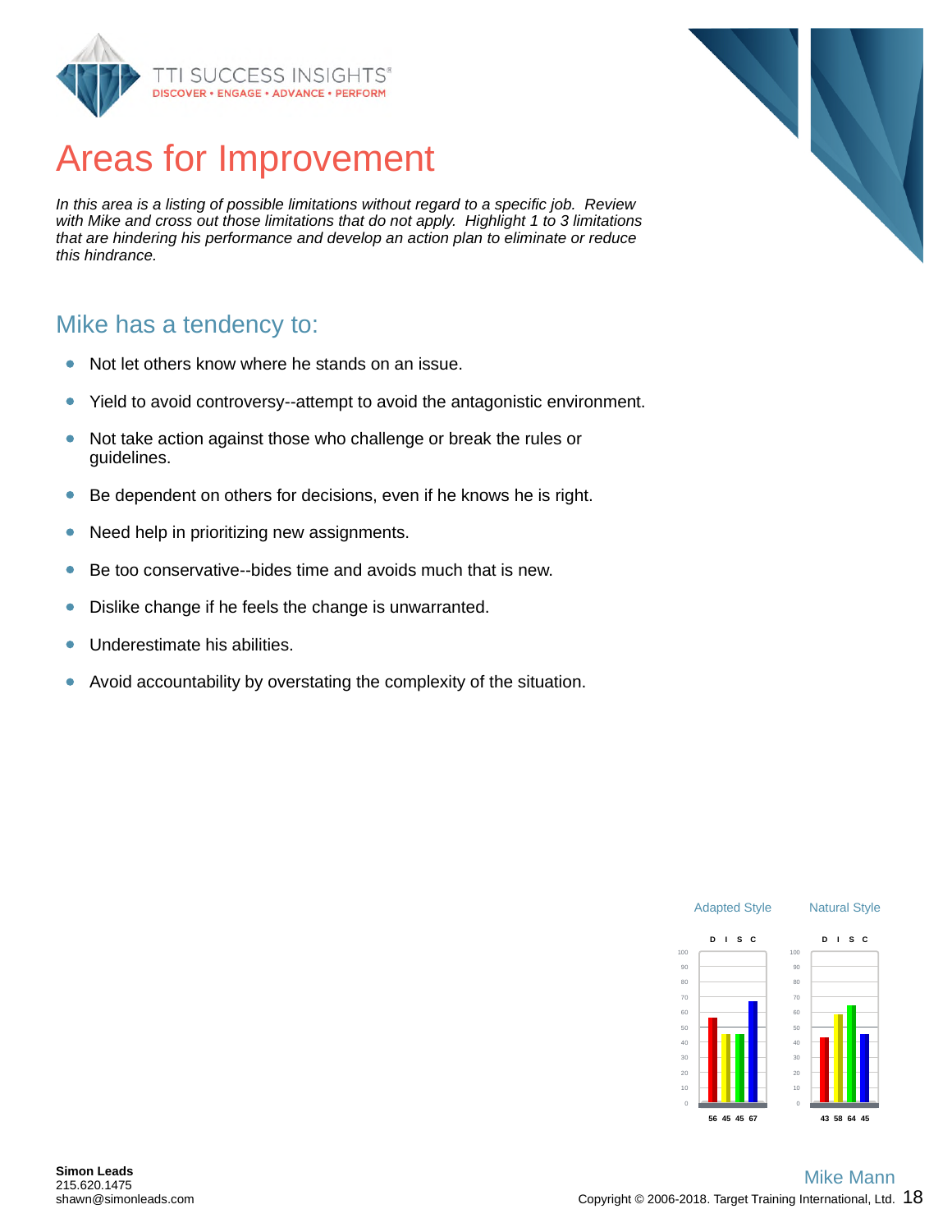# Areas for Improvement

*In this area is a listing of possible limitations without regard to a specific job. Review with Mike and cross out those limitations that do not apply. Highlight 1 to 3 limitations that are hindering his performance and develop an action plan to eliminate or reduce this hindrance.*

## Mike has a tendency to:

- Not let others know where he stands on an issue.
- Yield to avoid controversy--attempt to avoid the antagonistic environment.
- Not take action against those who challenge or break the rules or guidelines.
- Be dependent on others for decisions, even if he knows he is right.
- Need help in prioritizing new assignments.
- Be too conservative--bides time and avoids much that is new.
- Dislike change if he feels the change is unwarranted.
- Underestimate his abilities.
- Avoid accountability by overstating the complexity of the situation.

| | D | I | S | C |
|---|---|---|---|---|
| Adapted Style | 56 | 45 | 45 | 67 |
| Natural Style | 43 | 58 | 64 | 45 |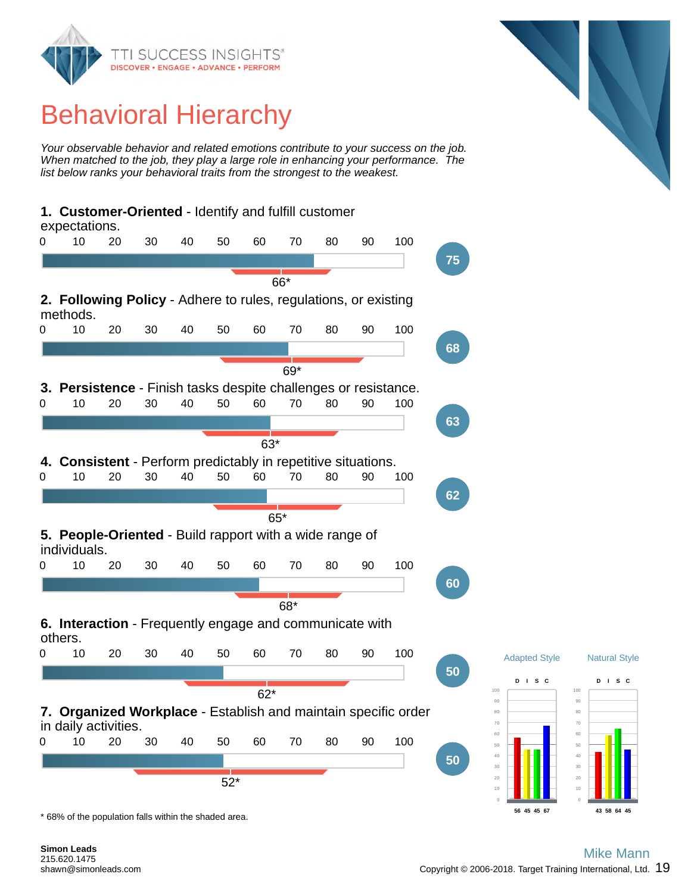# Behavioral Hierarchy

*Your observable behavior and related emotions contribute to your success on the job. When matched to the job, they play a large role in enhancing your performance. The list below ranks your behavioral traits from the strongest to the weakest.*

**1. Customer-Oriented** - Identify and fulfill customer expectations.

Score: 75 — 66*

**2. Following Policy** - Adhere to rules, regulations, or existing methods.

Score: 68 — 69*

**3. Persistence** - Finish tasks despite challenges or resistance.

Score: 63 — 63*

**4. Consistent** - Perform predictably in repetitive situations.

Score: 62 — 65*

**5. People-Oriented** - Build rapport with a wide range of individuals.

Score: 60 — 68*

**6. Interaction** - Frequently engage and communicate with others.

Score: 50 — 62*

**7. Organized Workplace** - Establish and maintain specific order in daily activities.

Score: 50 — 52*

| | D | I | S | C |
|---|---|---|---|---|
| Adapted Style | 56 | 45 | 45 | 67 |
| Natural Style | 43 | 58 | 64 | 45 |

\* 68% of the population falls within the shaded area.

**Simon Leads**
215.620.1475
shawn@simonleads.com

Mike Mann

Copyright © 2006-2018. Target Training International, Ltd.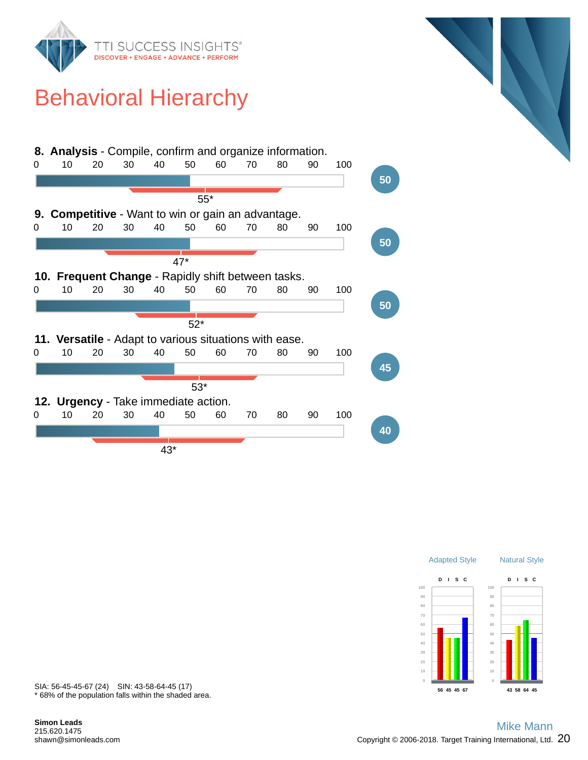# Behavioral Hierarchy

**8. Analysis** - Compile, confirm and organize information.

Score: 50 — 55*

**9. Competitive** - Want to win or gain an advantage.

Score: 50 — 47*

**10. Frequent Change** - Rapidly shift between tasks.

Score: 50 — 52*

**11. Versatile** - Adapt to various situations with ease.

Score: 45 — 53*

**12. Urgency** - Take immediate action.

Score: 40 — 43*

| | D | I | S | C |
|---|---|---|---|---|
| Adapted Style | 56 | 45 | 45 | 67 |
| Natural Style | 43 | 58 | 64 | 45 |

SIA: 56-45-45-67 (24) SIN: 43-58-64-45 (17)

* 68% of the population falls within the shaded area.

**Simon Leads**
215.620.1475
shawn@simonleads.com

Mike Mann

Copyright © 2006-2018. Target Training International, Ltd.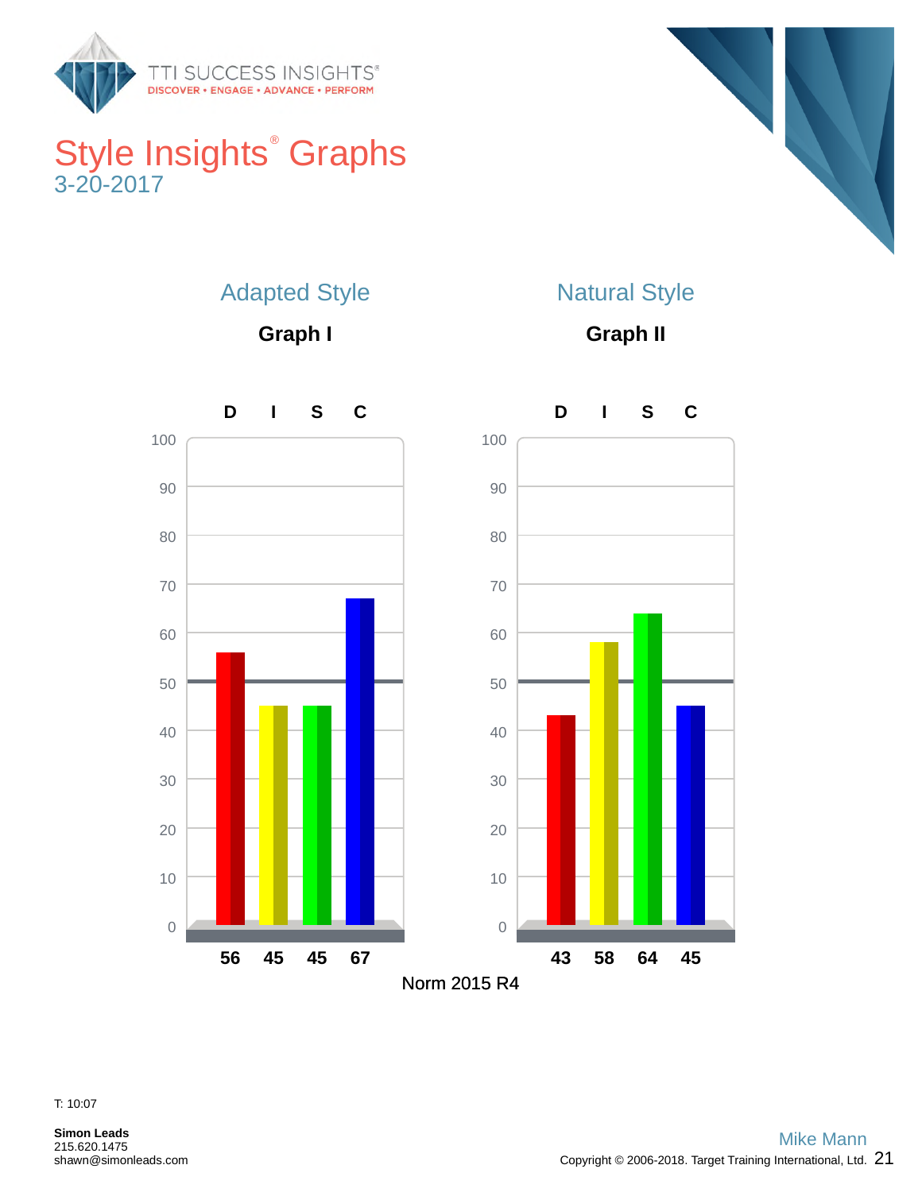# Style Insights® Graphs

3-20-2017

## Adapted Style

**Graph I**

| D | I | S | C |
|---|---|---|---|
| 56 | 45 | 45 | 67 |

## Natural Style

**Graph II**

| D | I | S | C |
|---|---|---|---|
| 43 | 58 | 64 | 45 |

Norm 2015 R4

T: 10:07

**Simon Leads**
215.620.1475
shawn@simonleads.com

Mike Mann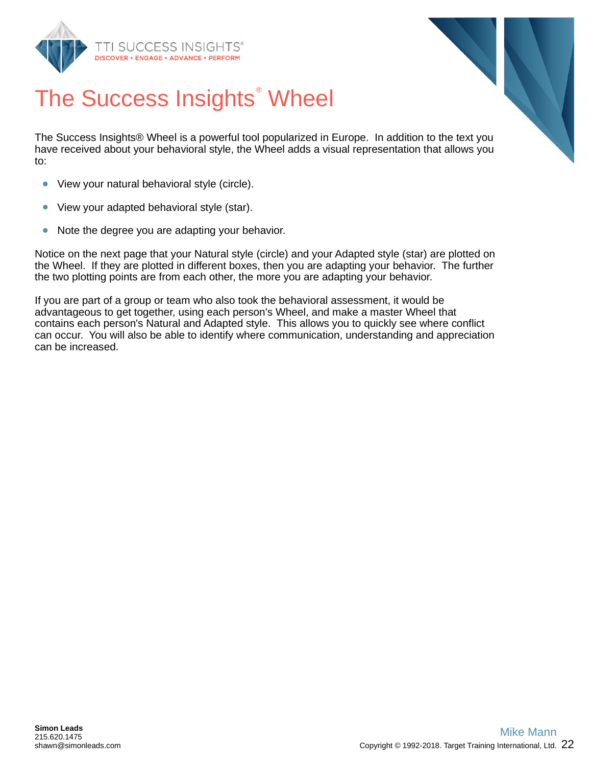# The Success Insights® Wheel

The Success Insights® Wheel is a powerful tool popularized in Europe. In addition to the text you have received about your behavioral style, the Wheel adds a visual representation that allows you to:

- View your natural behavioral style (circle).
- View your adapted behavioral style (star).
- Note the degree you are adapting your behavior.

Notice on the next page that your Natural style (circle) and your Adapted style (star) are plotted on the Wheel. If they are plotted in different boxes, then you are adapting your behavior. The further the two plotting points are from each other, the more you are adapting your behavior.

If you are part of a group or team who also took the behavioral assessment, it would be advantageous to get together, using each person's Wheel, and make a master Wheel that contains each person's Natural and Adapted style. This allows you to quickly see where conflict can occur. You will also be able to identify where communication, understanding and appreciation can be increased.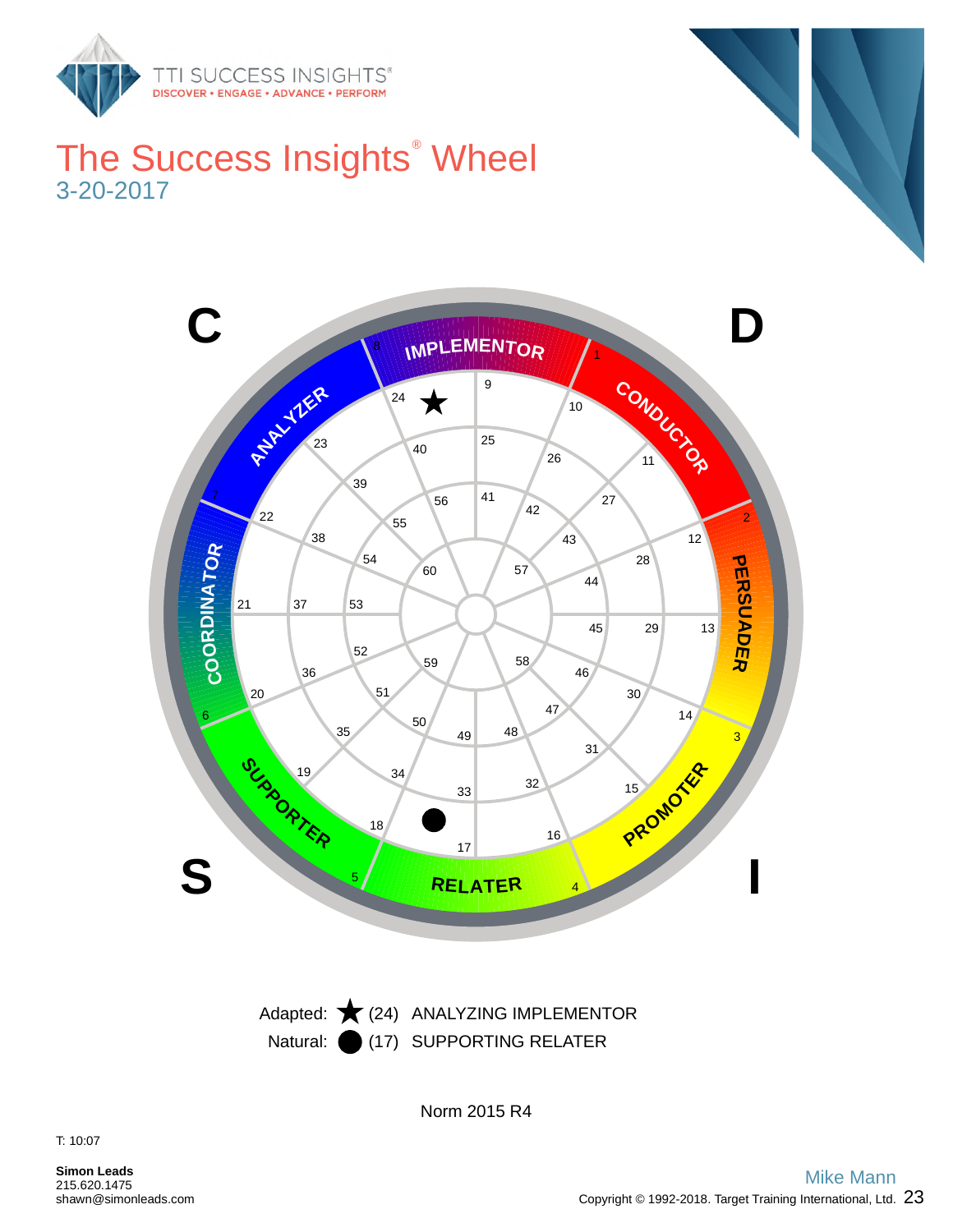# The Success Insights® Wheel

3-20-2017

C

D

S

I

IMPLEMENTOR

CONDUCTOR

PERSUADER

PROMOTER

RELATER

SUPPORTER

COORDINATOR

ANALYZER

Adapted: ★ (24) ANALYZING IMPLEMENTOR

Natural: ● (17) SUPPORTING RELATER

Norm 2015 R4

T: 10:07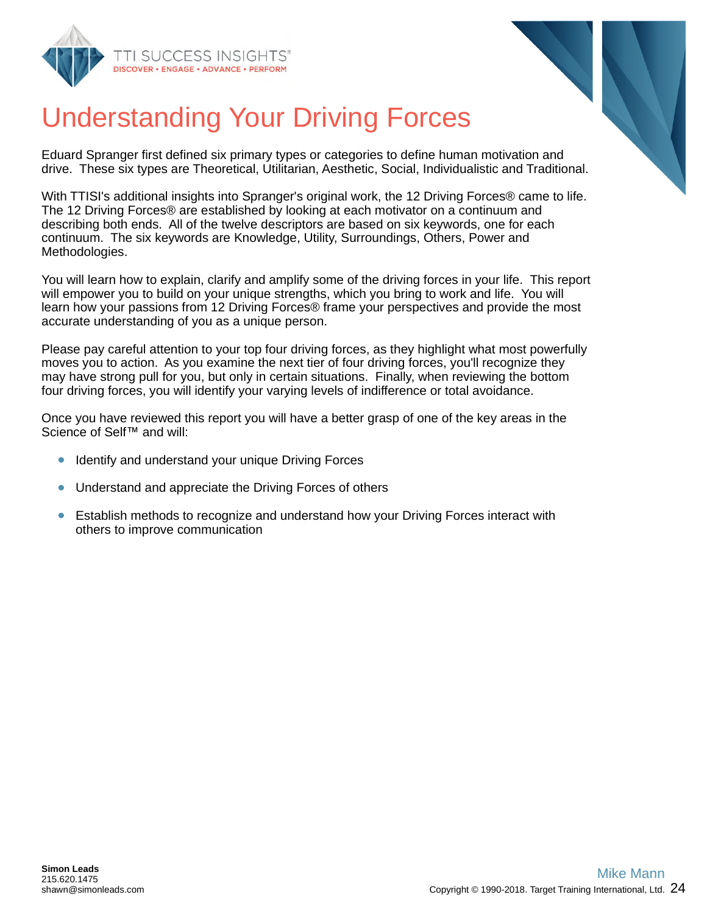# Understanding Your Driving Forces

Eduard Spranger first defined six primary types or categories to define human motivation and drive. These six types are Theoretical, Utilitarian, Aesthetic, Social, Individualistic and Traditional.

With TTISI's additional insights into Spranger's original work, the 12 Driving Forces® came to life. The 12 Driving Forces® are established by looking at each motivator on a continuum and describing both ends. All of the twelve descriptors are based on six keywords, one for each continuum. The six keywords are Knowledge, Utility, Surroundings, Others, Power and Methodologies.

You will learn how to explain, clarify and amplify some of the driving forces in your life. This report will empower you to build on your unique strengths, which you bring to work and life. You will learn how your passions from 12 Driving Forces® frame your perspectives and provide the most accurate understanding of you as a unique person.

Please pay careful attention to your top four driving forces, as they highlight what most powerfully moves you to action. As you examine the next tier of four driving forces, you'll recognize they may have strong pull for you, but only in certain situations. Finally, when reviewing the bottom four driving forces, you will identify your varying levels of indifference or total avoidance.

Once you have reviewed this report you will have a better grasp of one of the key areas in the Science of Self™ and will:

- Identify and understand your unique Driving Forces
- Understand and appreciate the Driving Forces of others
- Establish methods to recognize and understand how your Driving Forces interact with others to improve communication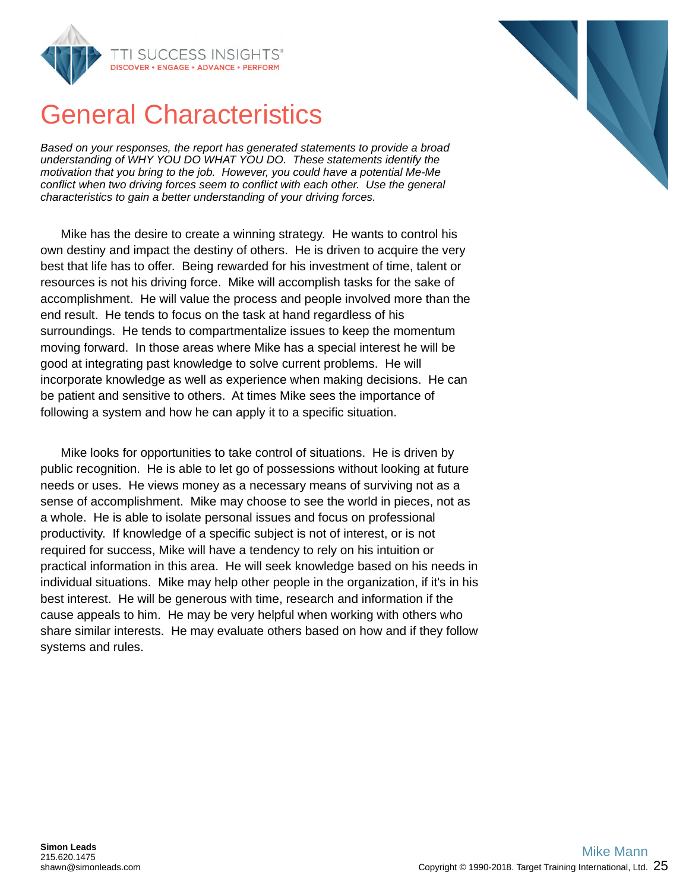# General Characteristics

*Based on your responses, the report has generated statements to provide a broad understanding of WHY YOU DO WHAT YOU DO. These statements identify the motivation that you bring to the job. However, you could have a potential Me-Me conflict when two driving forces seem to conflict with each other. Use the general characteristics to gain a better understanding of your driving forces.*

Mike has the desire to create a winning strategy. He wants to control his own destiny and impact the destiny of others. He is driven to acquire the very best that life has to offer. Being rewarded for his investment of time, talent or resources is not his driving force. Mike will accomplish tasks for the sake of accomplishment. He will value the process and people involved more than the end result. He tends to focus on the task at hand regardless of his surroundings. He tends to compartmentalize issues to keep the momentum moving forward. In those areas where Mike has a special interest he will be good at integrating past knowledge to solve current problems. He will incorporate knowledge as well as experience when making decisions. He can be patient and sensitive to others. At times Mike sees the importance of following a system and how he can apply it to a specific situation.

Mike looks for opportunities to take control of situations. He is driven by public recognition. He is able to let go of possessions without looking at future needs or uses. He views money as a necessary means of surviving not as a sense of accomplishment. Mike may choose to see the world in pieces, not as a whole. He is able to isolate personal issues and focus on professional productivity. If knowledge of a specific subject is not of interest, or is not required for success, Mike will have a tendency to rely on his intuition or practical information in this area. He will seek knowledge based on his needs in individual situations. Mike may help other people in the organization, if it's in his best interest. He will be generous with time, research and information if the cause appeals to him. He may be very helpful when working with others who share similar interests. He may evaluate others based on how and if they follow systems and rules.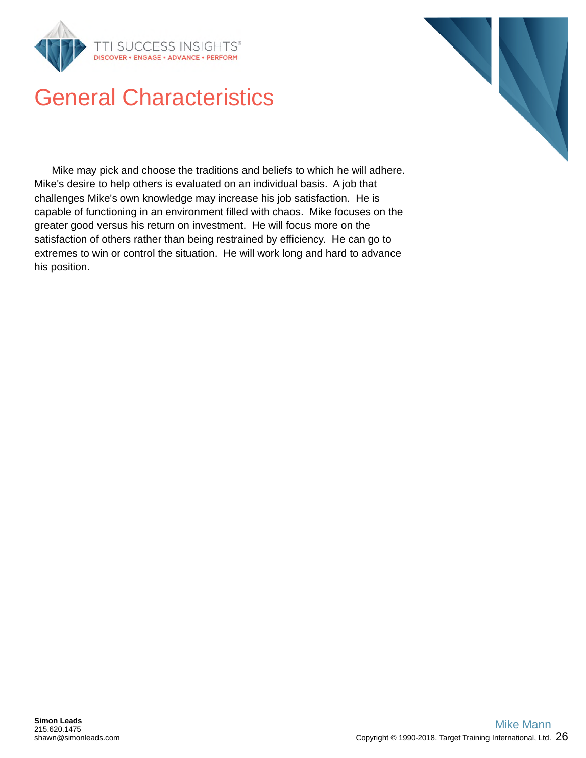# General Characteristics

Mike may pick and choose the traditions and beliefs to which he will adhere. Mike's desire to help others is evaluated on an individual basis. A job that challenges Mike's own knowledge may increase his job satisfaction. He is capable of functioning in an environment filled with chaos. Mike focuses on the greater good versus his return on investment. He will focus more on the satisfaction of others rather than being restrained by efficiency. He can go to extremes to win or control the situation. He will work long and hard to advance his position.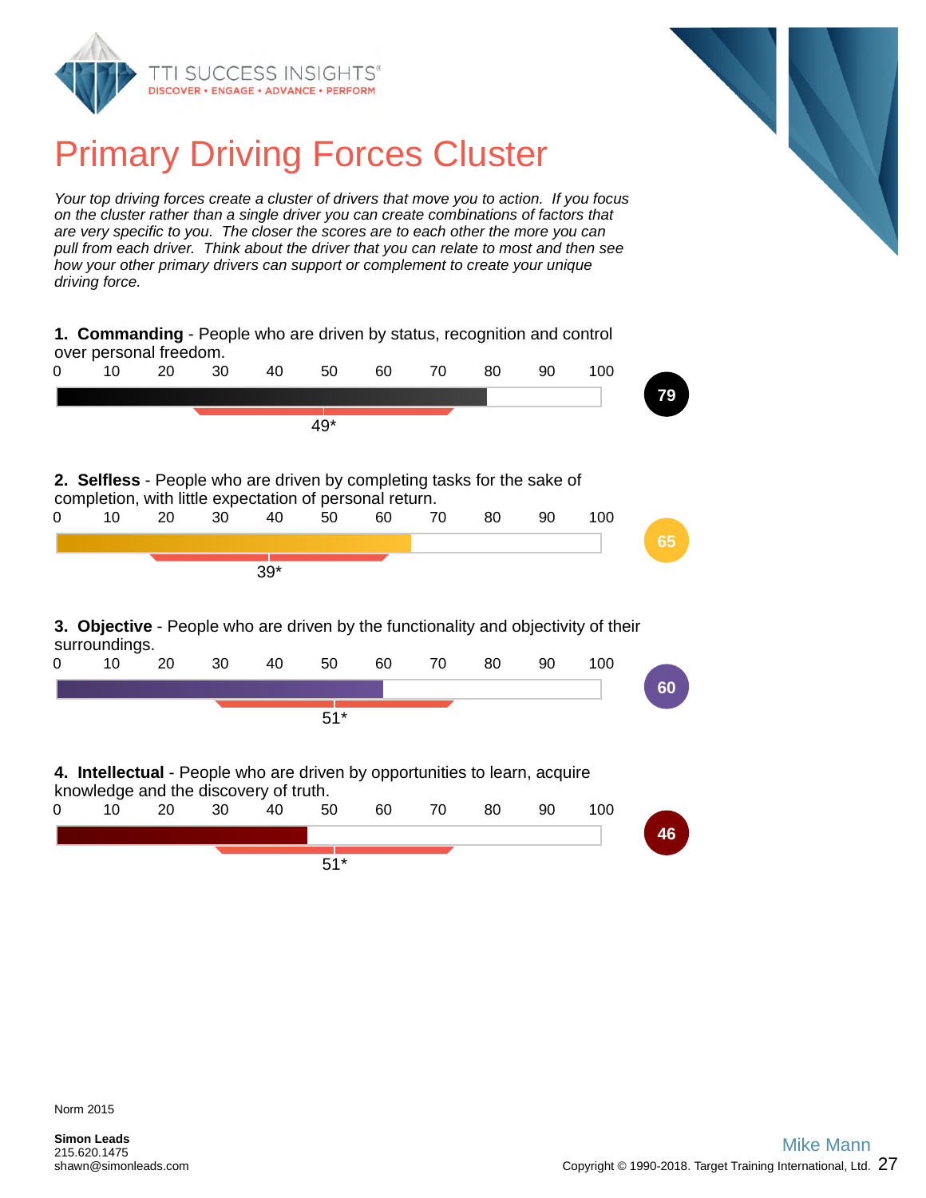# Primary Driving Forces Cluster

*Your top driving forces create a cluster of drivers that move you to action. If you focus on the cluster rather than a single driver you can create combinations of factors that are very specific to you. The closer the scores are to each other the more you can pull from each driver. Think about the driver that you can relate to most and then see how your other primary drivers can support or complement to create your unique driving force.*

**1. Commanding** - People who are driven by status, recognition and control over personal freedom.

0 10 20 30 40 50 60 70 80 90 100

49*

79

**2. Selfless** - People who are driven by completing tasks for the sake of completion, with little expectation of personal return.

0 10 20 30 40 50 60 70 80 90 100

39*

65

**3. Objective** - People who are driven by the functionality and objectivity of their surroundings.

0 10 20 30 40 50 60 70 80 90 100

51*

60

**4. Intellectual** - People who are driven by opportunities to learn, acquire knowledge and the discovery of truth.

0 10 20 30 40 50 60 70 80 90 100

51*

46

Norm 2015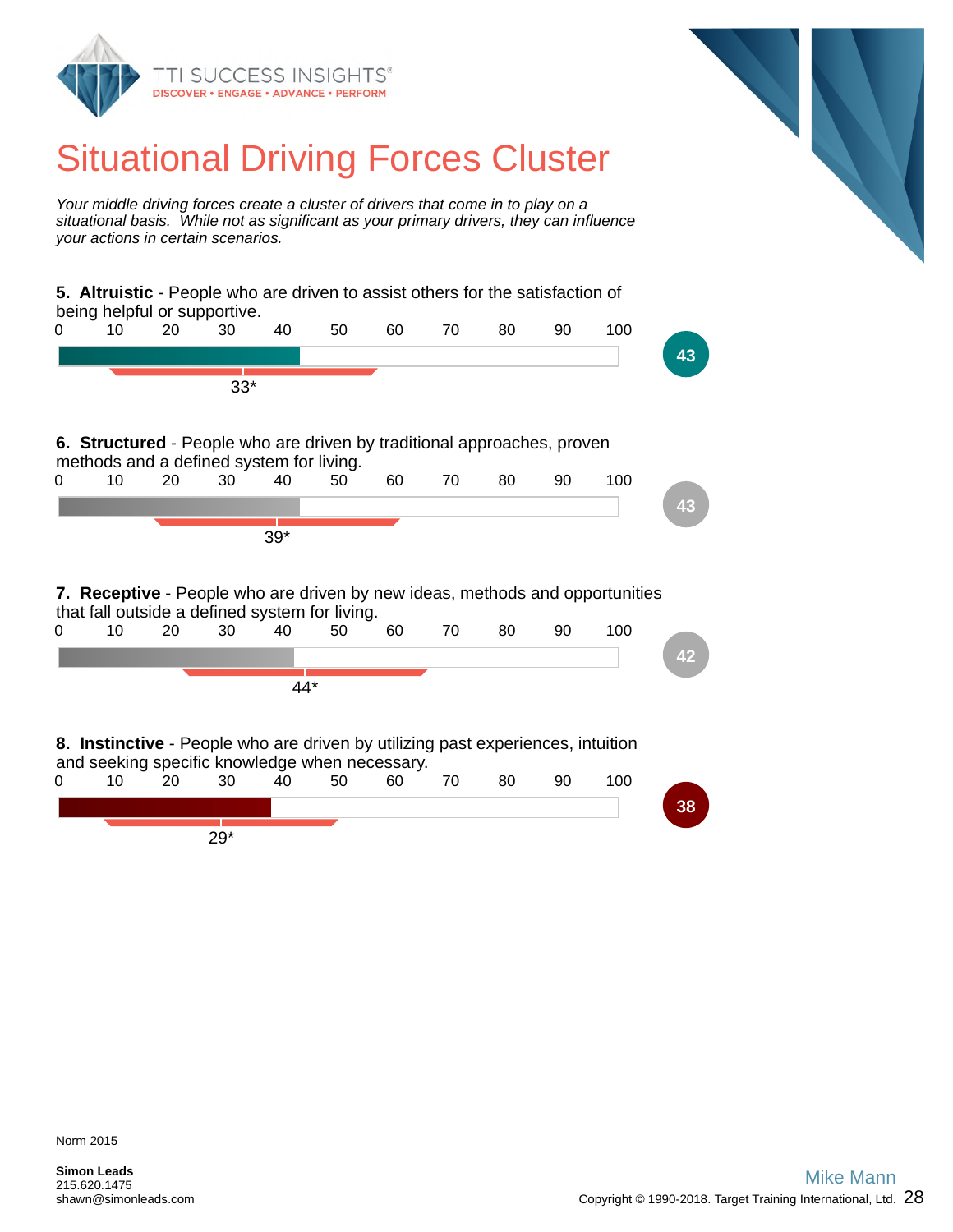# Situational Driving Forces Cluster

*Your middle driving forces create a cluster of drivers that come in to play on a situational basis. While not as significant as your primary drivers, they can influence your actions in certain scenarios.*

**5. Altruistic** - People who are driven to assist others for the satisfaction of being helpful or supportive.

0 10 20 30 40 50 60 70 80 90 100

33*

**43**

**6. Structured** - People who are driven by traditional approaches, proven methods and a defined system for living.

0 10 20 30 40 50 60 70 80 90 100

39*

**43**

**7. Receptive** - People who are driven by new ideas, methods and opportunities that fall outside a defined system for living.

0 10 20 30 40 50 60 70 80 90 100

44*

**42**

**8. Instinctive** - People who are driven by utilizing past experiences, intuition and seeking specific knowledge when necessary.

0 10 20 30 40 50 60 70 80 90 100

29*

**38**

Norm 2015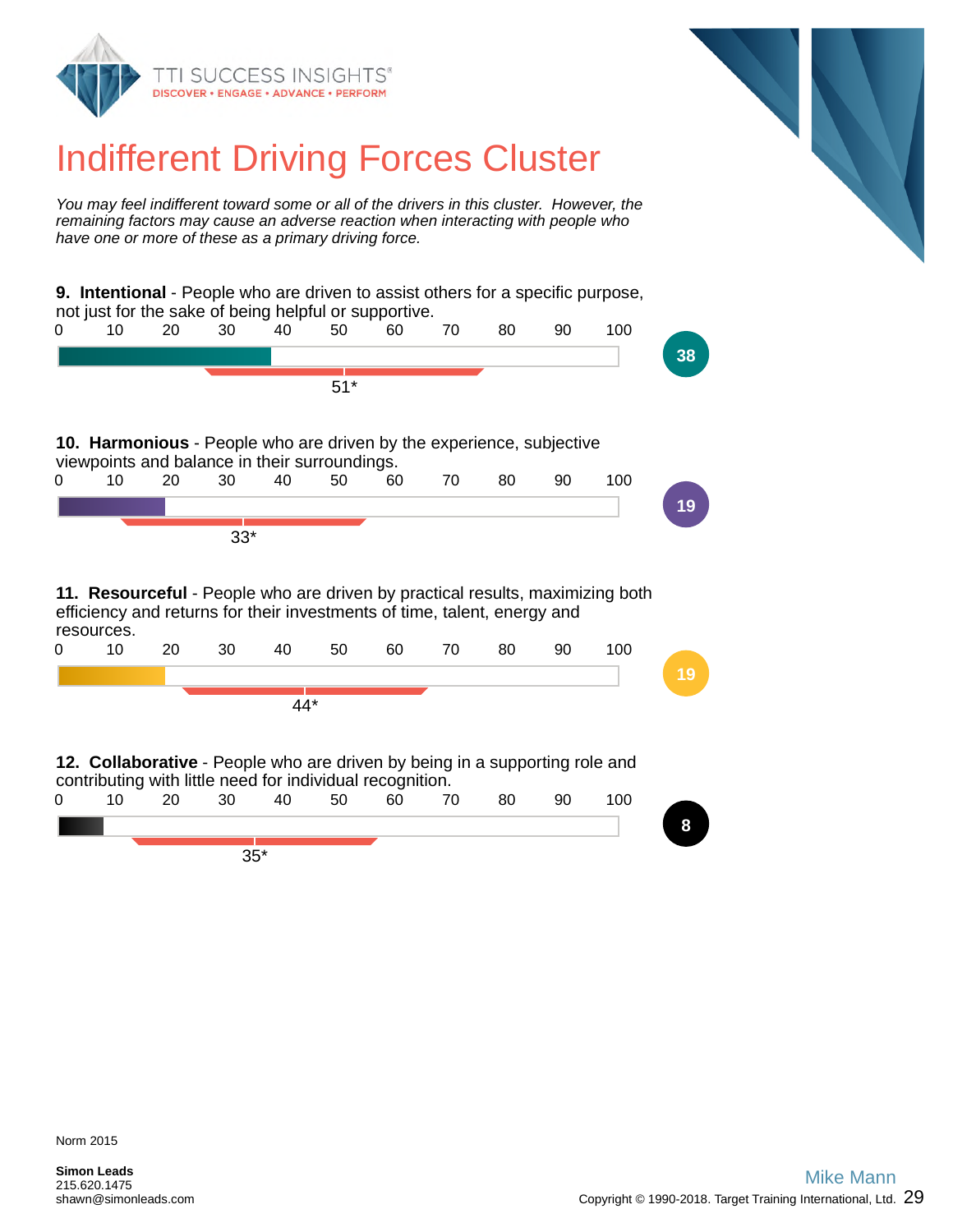# Indifferent Driving Forces Cluster

*You may feel indifferent toward some or all of the drivers in this cluster. However, the remaining factors may cause an adverse reaction when interacting with people who have one or more of these as a primary driving force.*

**9. Intentional** - People who are driven to assist others for a specific purpose, not just for the sake of being helpful or supportive.

0 10 20 30 40 50 60 70 80 90 100

51*

38

**10. Harmonious** - People who are driven by the experience, subjective viewpoints and balance in their surroundings.

0 10 20 30 40 50 60 70 80 90 100

33*

19

**11. Resourceful** - People who are driven by practical results, maximizing both efficiency and returns for their investments of time, talent, energy and resources.

0 10 20 30 40 50 60 70 80 90 100

44*

19

**12. Collaborative** - People who are driven by being in a supporting role and contributing with little need for individual recognition.

0 10 20 30 40 50 60 70 80 90 100

35*

8

Norm 2015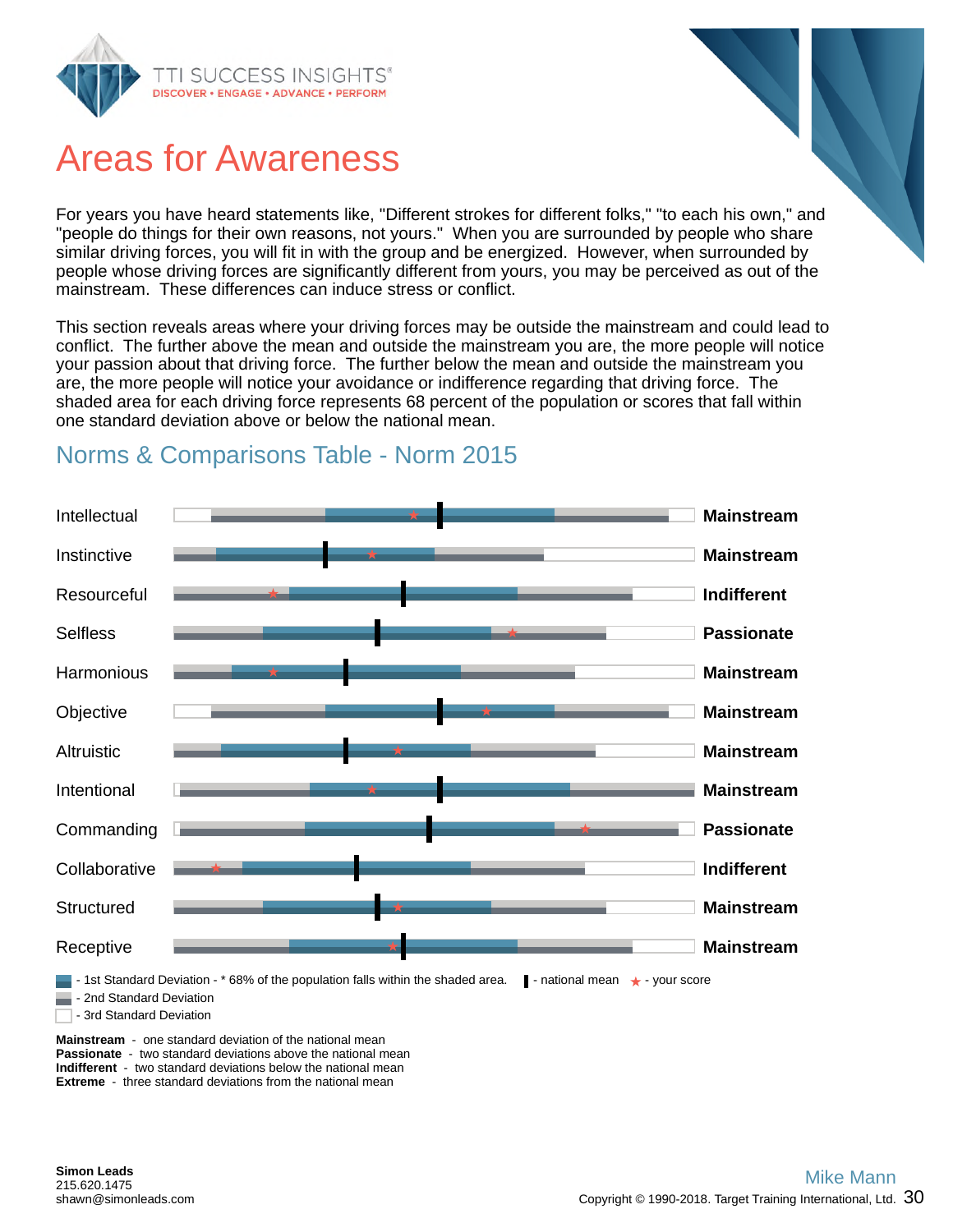# Areas for Awareness

For years you have heard statements like, "Different strokes for different folks," "to each his own," and "people do things for their own reasons, not yours." When you are surrounded by people who share similar driving forces, you will fit in with the group and be energized. However, when surrounded by people whose driving forces are significantly different from yours, you may be perceived as out of the mainstream. These differences can induce stress or conflict.

This section reveals areas where your driving forces may be outside the mainstream and could lead to conflict. The further above the mean and outside the mainstream you are, the more people will notice your passion about that driving force. The further below the mean and outside the mainstream you are, the more people will notice your avoidance or indifference regarding that driving force. The shaded area for each driving force represents 68 percent of the population or scores that fall within one standard deviation above or below the national mean.

## Norms & Comparisons Table - Norm 2015

| Driving Force | Result |
|---|---|
| Intellectual | Mainstream |
| Instinctive | Mainstream |
| Resourceful | Indifferent |
| Selfless | Passionate |
| Harmonious | Mainstream |
| Objective | Mainstream |
| Altruistic | Mainstream |
| Intentional | Mainstream |
| Commanding | Passionate |
| Collaborative | Indifferent |
| Structured | Mainstream |
| Receptive | Mainstream |

- 1st Standard Deviation - * 68% of the population falls within the shaded area. ▌- national mean ★ - your score
- 2nd Standard Deviation
- 3rd Standard Deviation

**Mainstream** - one standard deviation of the national mean
**Passionate** - two standard deviations above the national mean
**Indifferent** - two standard deviations below the national mean
**Extreme** - three standard deviations from the national mean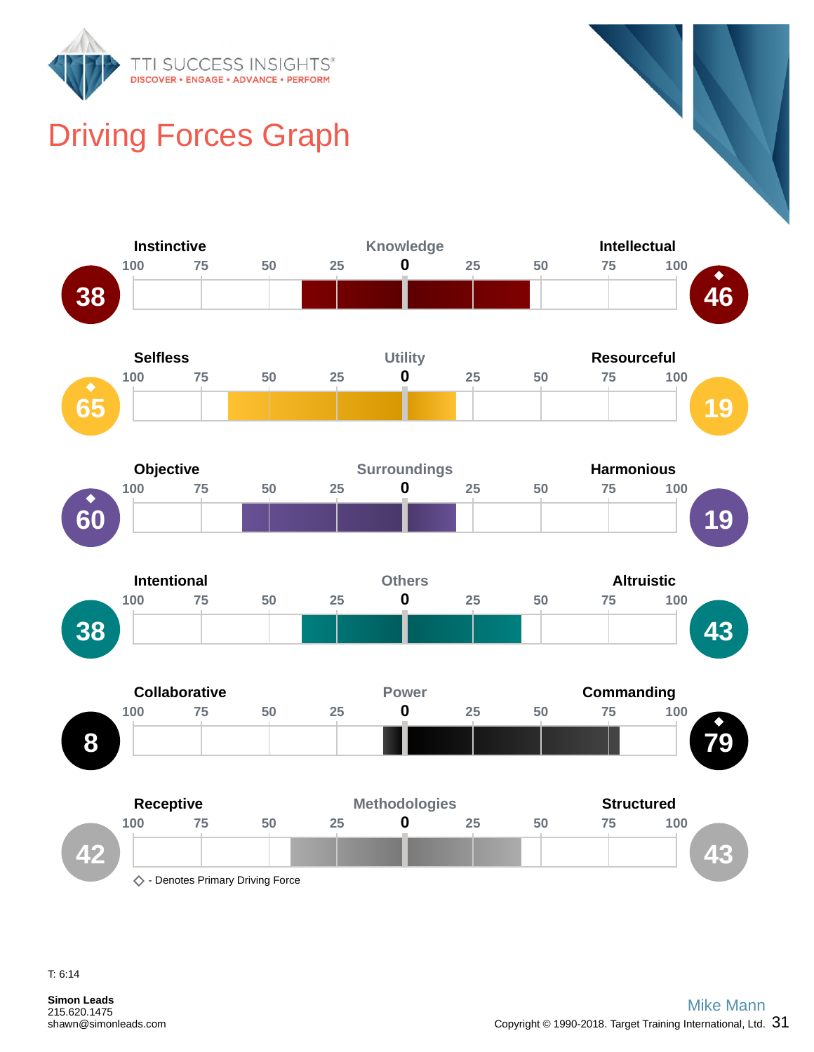# Driving Forces Graph

| Left Score | Left Driver | Motivator | Right Driver | Right Score |
|---|---|---|---|---|
| 38 | Instinctive | Knowledge | Intellectual | ◆ 46 |
| ◆ 65 | Selfless | Utility | Resourceful | 19 |
| ◆ 60 | Objective | Surroundings | Harmonious | 19 |
| 38 | Intentional | Others | Altruistic | 43 |
| 8 | Collaborative | Power | Commanding | ◆ 79 |
| 42 | Receptive | Methodologies | Structured | 43 |

◇ - Denotes Primary Driving Force

T: 6:14

**Simon Leads**
215.620.1475
shawn@simonleads.com

Mike Mann

Copyright © 1990-2018. Target Training International, Ltd.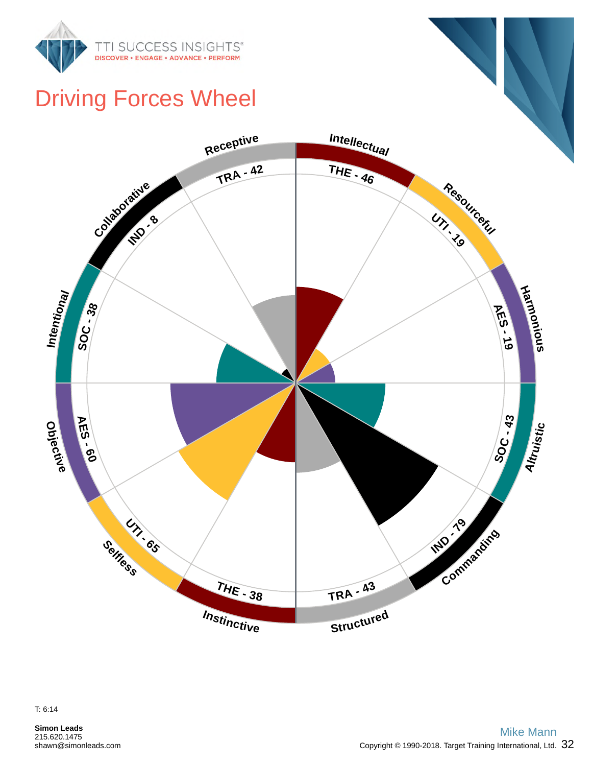# Driving Forces Wheel

Receptive
TRA - 42

Intellectual
THE - 46

Resourceful
UTI - 19

Harmonious
AES - 19

Altruistic
SOC - 43

Commanding
IND - 79

Structured
TRA - 43

Instinctive
THE - 38

Selfless
UTI - 65

Objective
AES - 60

Intentional
SOC - 38

Collaborative
IND - 8

T: 6:14

**Simon Leads**
215.620.1475
shawn@simonleads.com

Mike Mann
Copyright © 1990-2018. Target Training International, Ltd.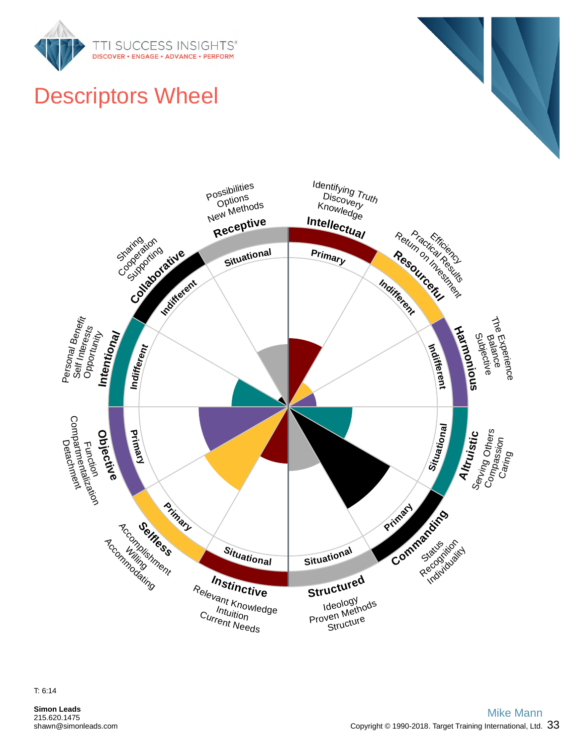# Descriptors Wheel

**Receptive** — Situational
Possibilities
Options
New Methods

**Intellectual** — Primary
Identifying Truth
Discovery
Knowledge

**Resourceful** — Indifferent
Efficiency
Practical Results
Return on Investment

**Harmonious** — Indifferent
The Experience
Balance
Subjective

**Altruistic** — Situational
Serving Others
Compassion
Caring

**Commanding** — Primary
Status
Recognition
Individuality

**Structured** — Situational
Ideology
Proven Methods
Structure

**Instinctive** — Situational
Relevant Knowledge
Intuition
Current Needs

**Selfless** — Primary
Accomplishment
Willing
Accommodating

**Objective** — Primary
Function
Compartmentalization
Detachment

**Intentional** — Indifferent
Personal Benefit
Self Interests
Opportunity

**Collaborative** — Indifferent
Sharing
Cooperation
Supporting

T: 6:14

**Simon Leads**
215.620.1475
shawn@simonleads.com

Mike Mann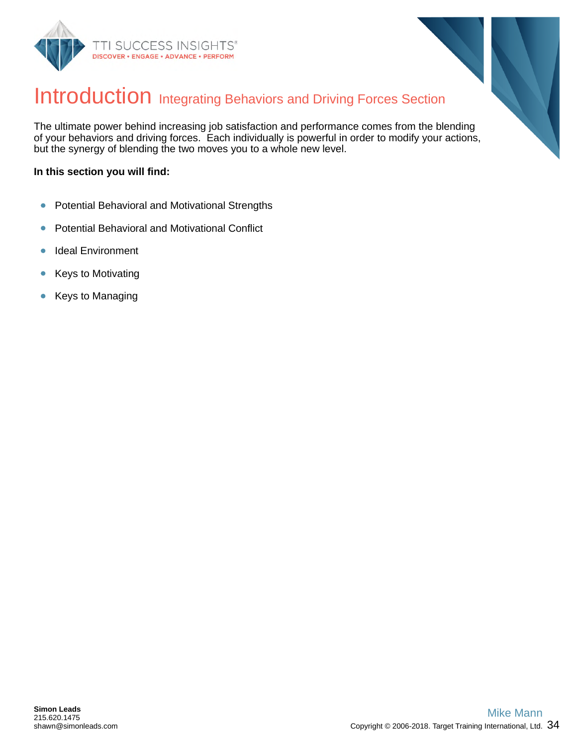# Introduction Integrating Behaviors and Driving Forces Section

The ultimate power behind increasing job satisfaction and performance comes from the blending of your behaviors and driving forces. Each individually is powerful in order to modify your actions, but the synergy of blending the two moves you to a whole new level.

**In this section you will find:**

- Potential Behavioral and Motivational Strengths
- Potential Behavioral and Motivational Conflict
- Ideal Environment
- Keys to Motivating
- Keys to Managing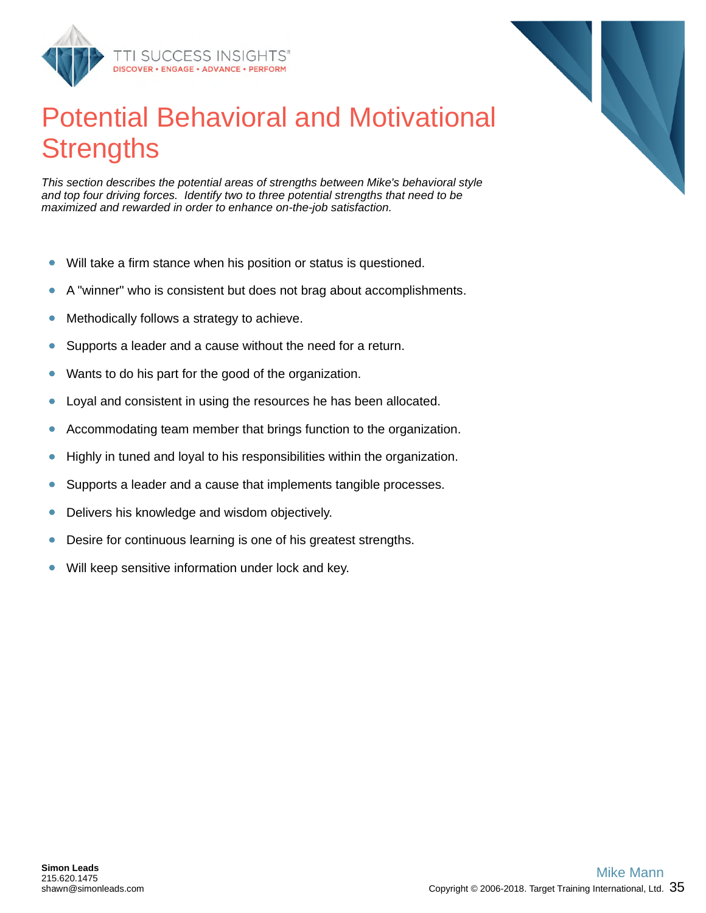# Potential Behavioral and Motivational Strengths

*This section describes the potential areas of strengths between Mike's behavioral style and top four driving forces. Identify two to three potential strengths that need to be maximized and rewarded in order to enhance on-the-job satisfaction.*

- Will take a firm stance when his position or status is questioned.
- A "winner" who is consistent but does not brag about accomplishments.
- Methodically follows a strategy to achieve.
- Supports a leader and a cause without the need for a return.
- Wants to do his part for the good of the organization.
- Loyal and consistent in using the resources he has been allocated.
- Accommodating team member that brings function to the organization.
- Highly in tuned and loyal to his responsibilities within the organization.
- Supports a leader and a cause that implements tangible processes.
- Delivers his knowledge and wisdom objectively.
- Desire for continuous learning is one of his greatest strengths.
- Will keep sensitive information under lock and key.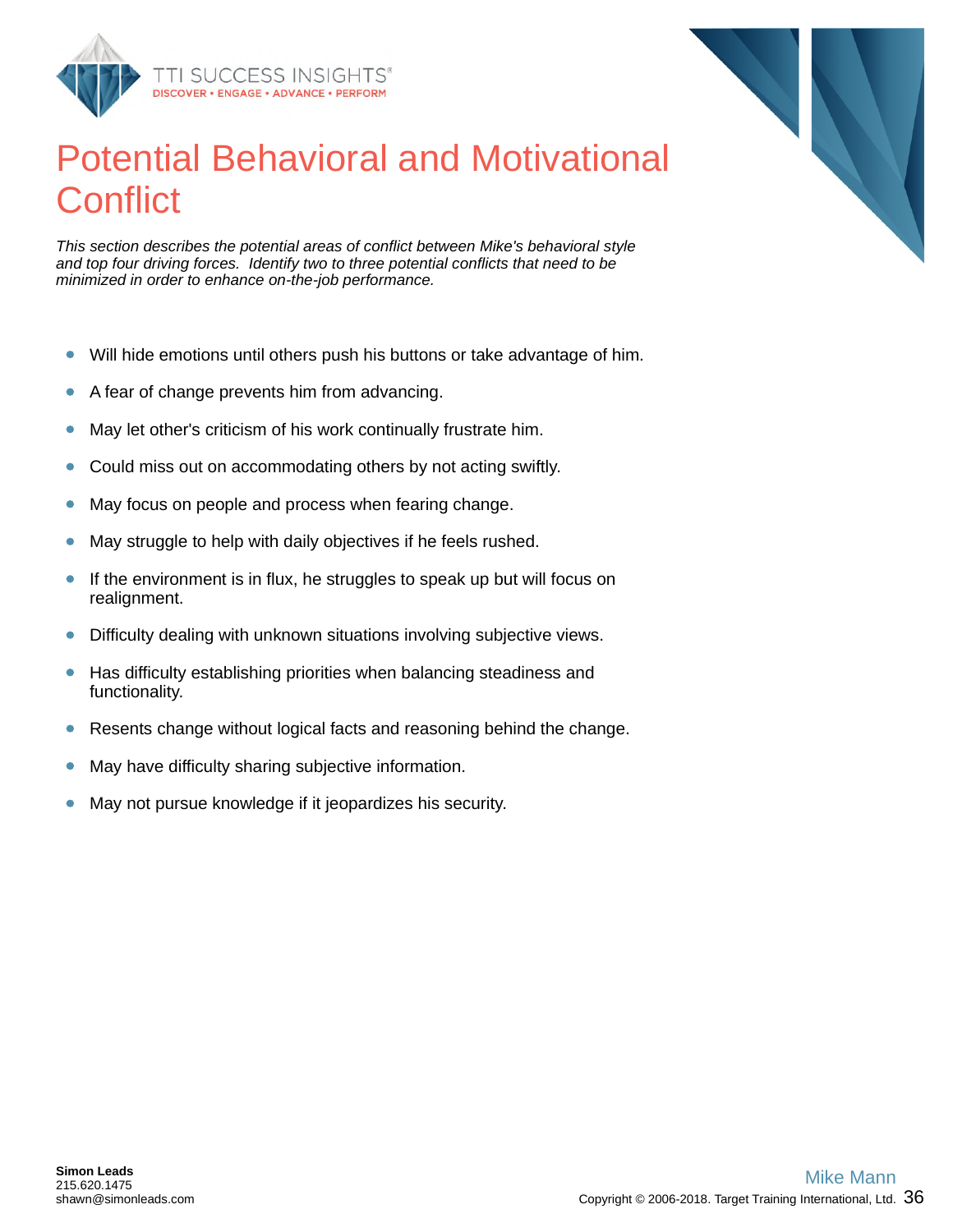# Potential Behavioral and Motivational Conflict

*This section describes the potential areas of conflict between Mike's behavioral style and top four driving forces. Identify two to three potential conflicts that need to be minimized in order to enhance on-the-job performance.*

- Will hide emotions until others push his buttons or take advantage of him.
- A fear of change prevents him from advancing.
- May let other's criticism of his work continually frustrate him.
- Could miss out on accommodating others by not acting swiftly.
- May focus on people and process when fearing change.
- May struggle to help with daily objectives if he feels rushed.
- If the environment is in flux, he struggles to speak up but will focus on realignment.
- Difficulty dealing with unknown situations involving subjective views.
- Has difficulty establishing priorities when balancing steadiness and functionality.
- Resents change without logical facts and reasoning behind the change.
- May have difficulty sharing subjective information.
- May not pursue knowledge if it jeopardizes his security.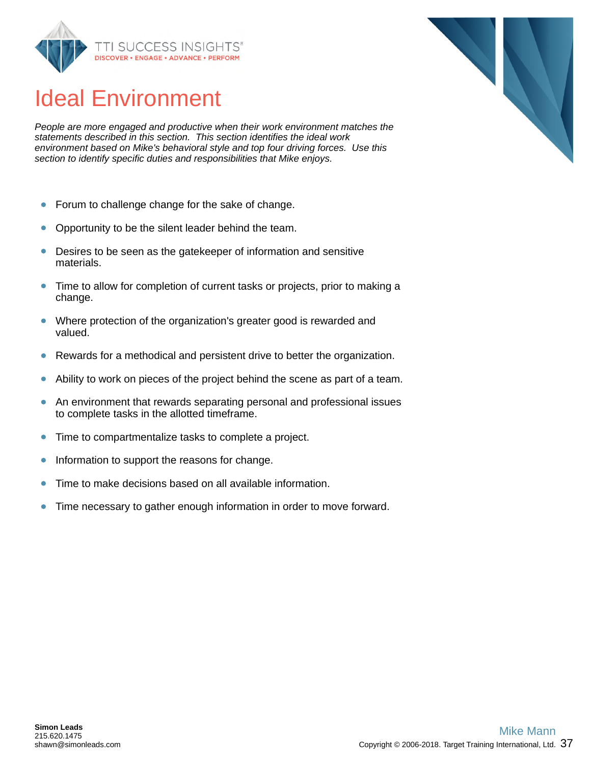# Ideal Environment

*People are more engaged and productive when their work environment matches the statements described in this section. This section identifies the ideal work environment based on Mike's behavioral style and top four driving forces. Use this section to identify specific duties and responsibilities that Mike enjoys.*

- Forum to challenge change for the sake of change.
- Opportunity to be the silent leader behind the team.
- Desires to be seen as the gatekeeper of information and sensitive materials.
- Time to allow for completion of current tasks or projects, prior to making a change.
- Where protection of the organization's greater good is rewarded and valued.
- Rewards for a methodical and persistent drive to better the organization.
- Ability to work on pieces of the project behind the scene as part of a team.
- An environment that rewards separating personal and professional issues to complete tasks in the allotted timeframe.
- Time to compartmentalize tasks to complete a project.
- Information to support the reasons for change.
- Time to make decisions based on all available information.
- Time necessary to gather enough information in order to move forward.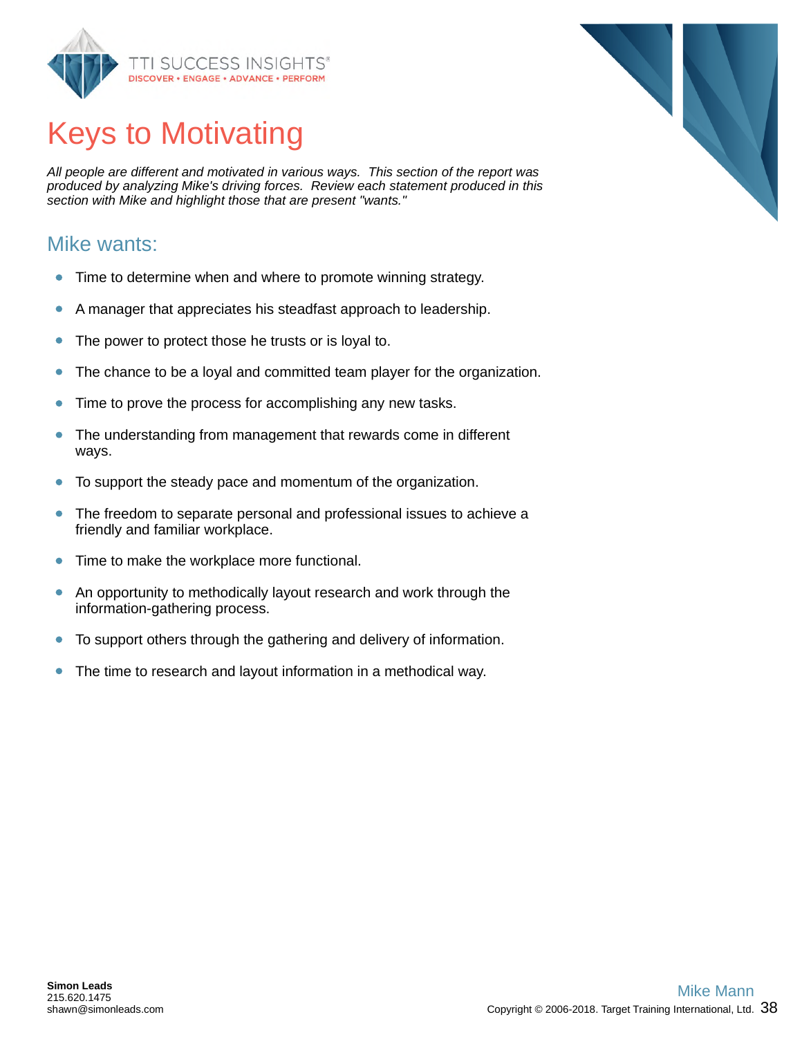# Keys to Motivating

*All people are different and motivated in various ways. This section of the report was produced by analyzing Mike's driving forces. Review each statement produced in this section with Mike and highlight those that are present "wants."*

## Mike wants:

- Time to determine when and where to promote winning strategy.
- A manager that appreciates his steadfast approach to leadership.
- The power to protect those he trusts or is loyal to.
- The chance to be a loyal and committed team player for the organization.
- Time to prove the process for accomplishing any new tasks.
- The understanding from management that rewards come in different ways.
- To support the steady pace and momentum of the organization.
- The freedom to separate personal and professional issues to achieve a friendly and familiar workplace.
- Time to make the workplace more functional.
- An opportunity to methodically layout research and work through the information-gathering process.
- To support others through the gathering and delivery of information.
- The time to research and layout information in a methodical way.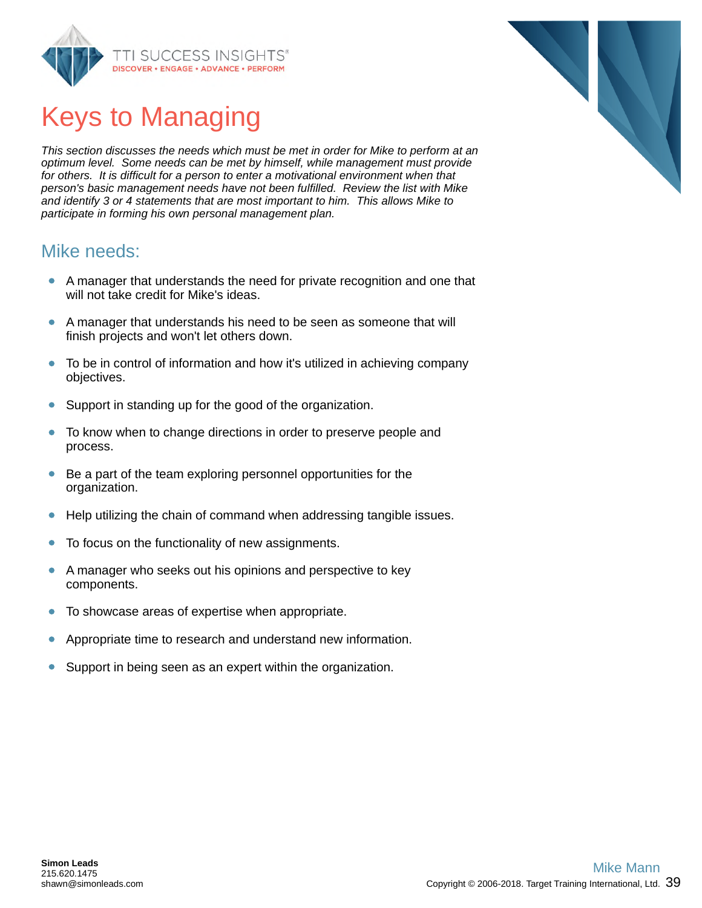# Keys to Managing

*This section discusses the needs which must be met in order for Mike to perform at an optimum level. Some needs can be met by himself, while management must provide for others. It is difficult for a person to enter a motivational environment when that person's basic management needs have not been fulfilled. Review the list with Mike and identify 3 or 4 statements that are most important to him. This allows Mike to participate in forming his own personal management plan.*

## Mike needs:

- A manager that understands the need for private recognition and one that will not take credit for Mike's ideas.
- A manager that understands his need to be seen as someone that will finish projects and won't let others down.
- To be in control of information and how it's utilized in achieving company objectives.
- Support in standing up for the good of the organization.
- To know when to change directions in order to preserve people and process.
- Be a part of the team exploring personnel opportunities for the organization.
- Help utilizing the chain of command when addressing tangible issues.
- To focus on the functionality of new assignments.
- A manager who seeks out his opinions and perspective to key components.
- To showcase areas of expertise when appropriate.
- Appropriate time to research and understand new information.
- Support in being seen as an expert within the organization.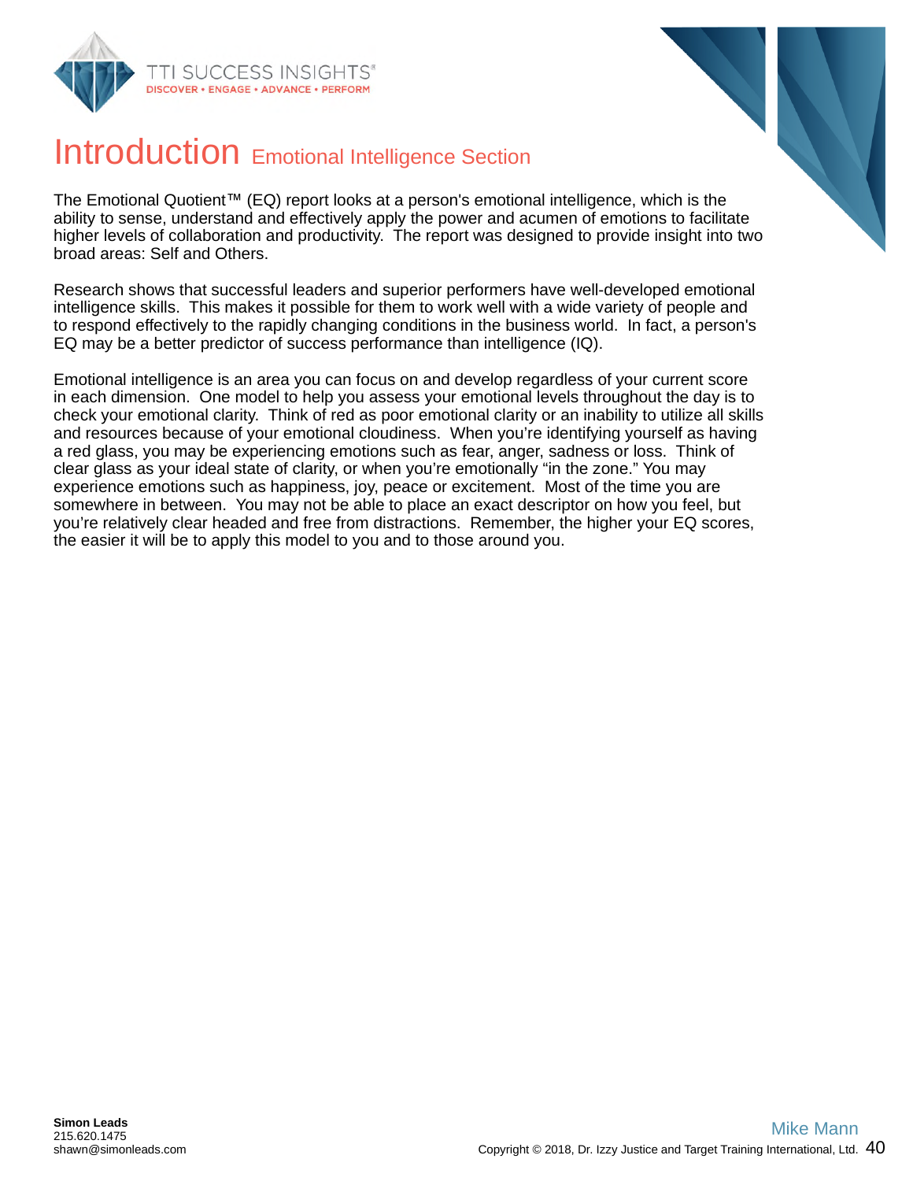# Introduction Emotional Intelligence Section

The Emotional Quotient™ (EQ) report looks at a person's emotional intelligence, which is the ability to sense, understand and effectively apply the power and acumen of emotions to facilitate higher levels of collaboration and productivity. The report was designed to provide insight into two broad areas: Self and Others.

Research shows that successful leaders and superior performers have well-developed emotional intelligence skills. This makes it possible for them to work well with a wide variety of people and to respond effectively to the rapidly changing conditions in the business world. In fact, a person's EQ may be a better predictor of success performance than intelligence (IQ).

Emotional intelligence is an area you can focus on and develop regardless of your current score in each dimension. One model to help you assess your emotional levels throughout the day is to check your emotional clarity. Think of red as poor emotional clarity or an inability to utilize all skills and resources because of your emotional cloudiness. When you're identifying yourself as having a red glass, you may be experiencing emotions such as fear, anger, sadness or loss. Think of clear glass as your ideal state of clarity, or when you're emotionally "in the zone." You may experience emotions such as happiness, joy, peace or excitement. Most of the time you are somewhere in between. You may not be able to place an exact descriptor on how you feel, but you're relatively clear headed and free from distractions. Remember, the higher your EQ scores, the easier it will be to apply this model to you and to those around you.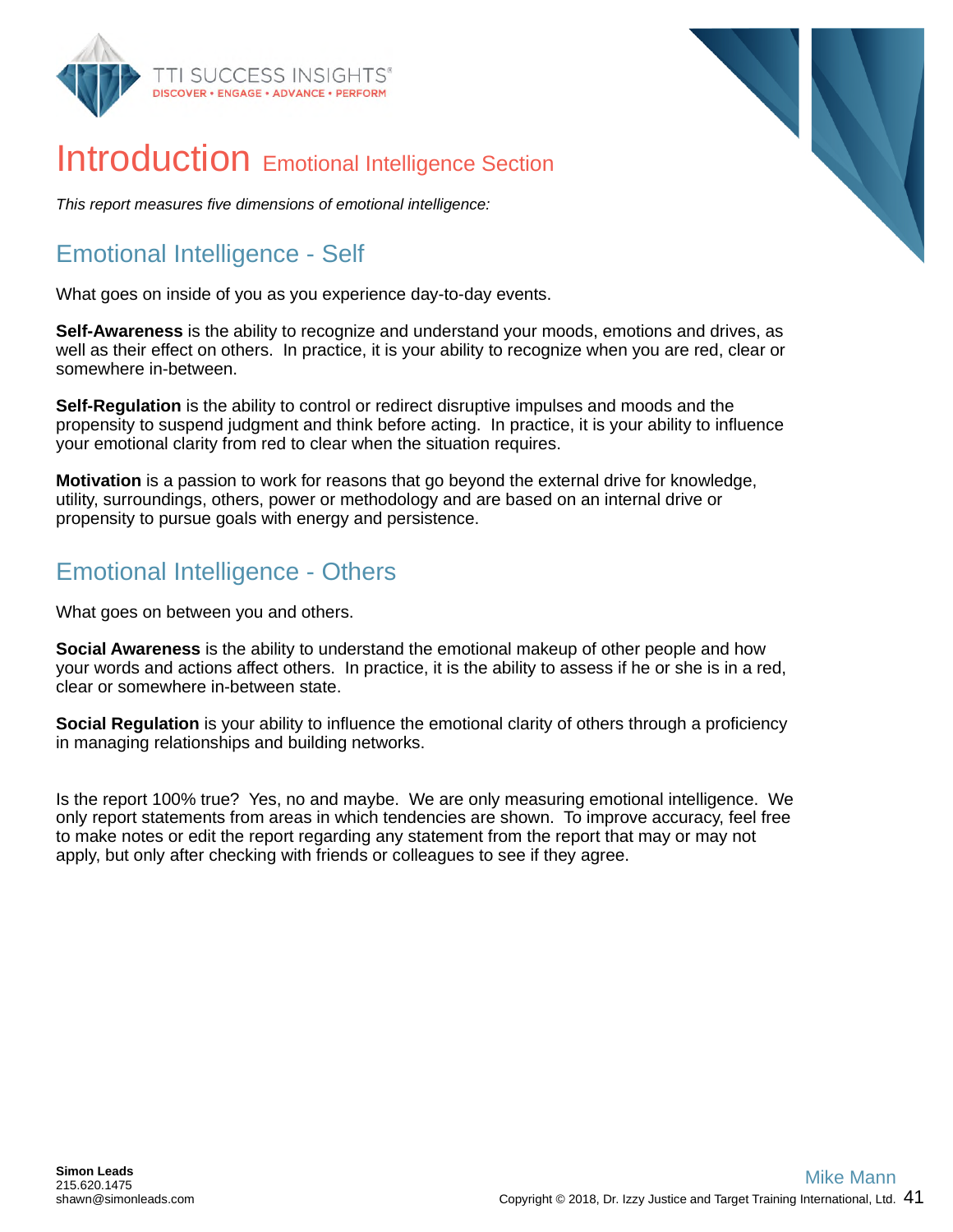# Introduction Emotional Intelligence Section

*This report measures five dimensions of emotional intelligence:*

## Emotional Intelligence - Self

What goes on inside of you as you experience day-to-day events.

**Self-Awareness** is the ability to recognize and understand your moods, emotions and drives, as well as their effect on others. In practice, it is your ability to recognize when you are red, clear or somewhere in-between.

**Self-Regulation** is the ability to control or redirect disruptive impulses and moods and the propensity to suspend judgment and think before acting. In practice, it is your ability to influence your emotional clarity from red to clear when the situation requires.

**Motivation** is a passion to work for reasons that go beyond the external drive for knowledge, utility, surroundings, others, power or methodology and are based on an internal drive or propensity to pursue goals with energy and persistence.

## Emotional Intelligence - Others

What goes on between you and others.

**Social Awareness** is the ability to understand the emotional makeup of other people and how your words and actions affect others. In practice, it is the ability to assess if he or she is in a red, clear or somewhere in-between state.

**Social Regulation** is your ability to influence the emotional clarity of others through a proficiency in managing relationships and building networks.

Is the report 100% true? Yes, no and maybe. We are only measuring emotional intelligence. We only report statements from areas in which tendencies are shown. To improve accuracy, feel free to make notes or edit the report regarding any statement from the report that may or may not apply, but only after checking with friends or colleagues to see if they agree.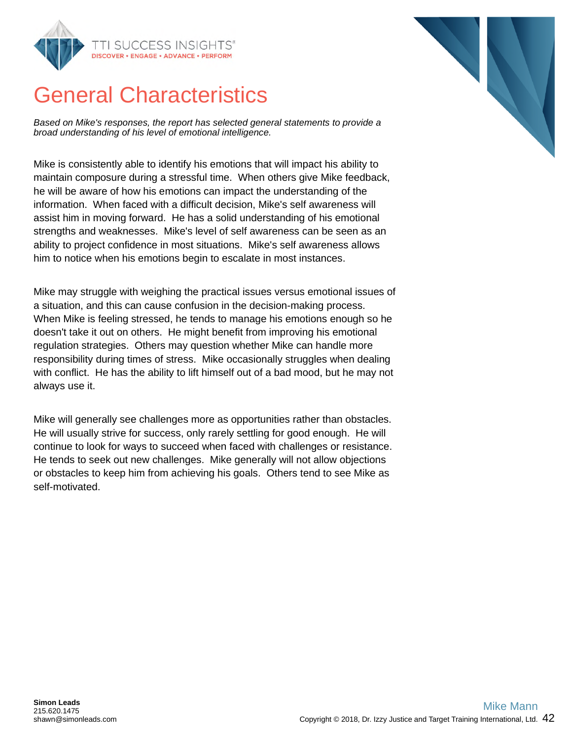# General Characteristics

*Based on Mike's responses, the report has selected general statements to provide a broad understanding of his level of emotional intelligence.*

Mike is consistently able to identify his emotions that will impact his ability to maintain composure during a stressful time. When others give Mike feedback, he will be aware of how his emotions can impact the understanding of the information. When faced with a difficult decision, Mike's self awareness will assist him in moving forward. He has a solid understanding of his emotional strengths and weaknesses. Mike's level of self awareness can be seen as an ability to project confidence in most situations. Mike's self awareness allows him to notice when his emotions begin to escalate in most instances.

Mike may struggle with weighing the practical issues versus emotional issues of a situation, and this can cause confusion in the decision-making process. When Mike is feeling stressed, he tends to manage his emotions enough so he doesn't take it out on others. He might benefit from improving his emotional regulation strategies. Others may question whether Mike can handle more responsibility during times of stress. Mike occasionally struggles when dealing with conflict. He has the ability to lift himself out of a bad mood, but he may not always use it.

Mike will generally see challenges more as opportunities rather than obstacles. He will usually strive for success, only rarely settling for good enough. He will continue to look for ways to succeed when faced with challenges or resistance. He tends to seek out new challenges. Mike generally will not allow objections or obstacles to keep him from achieving his goals. Others tend to see Mike as self-motivated.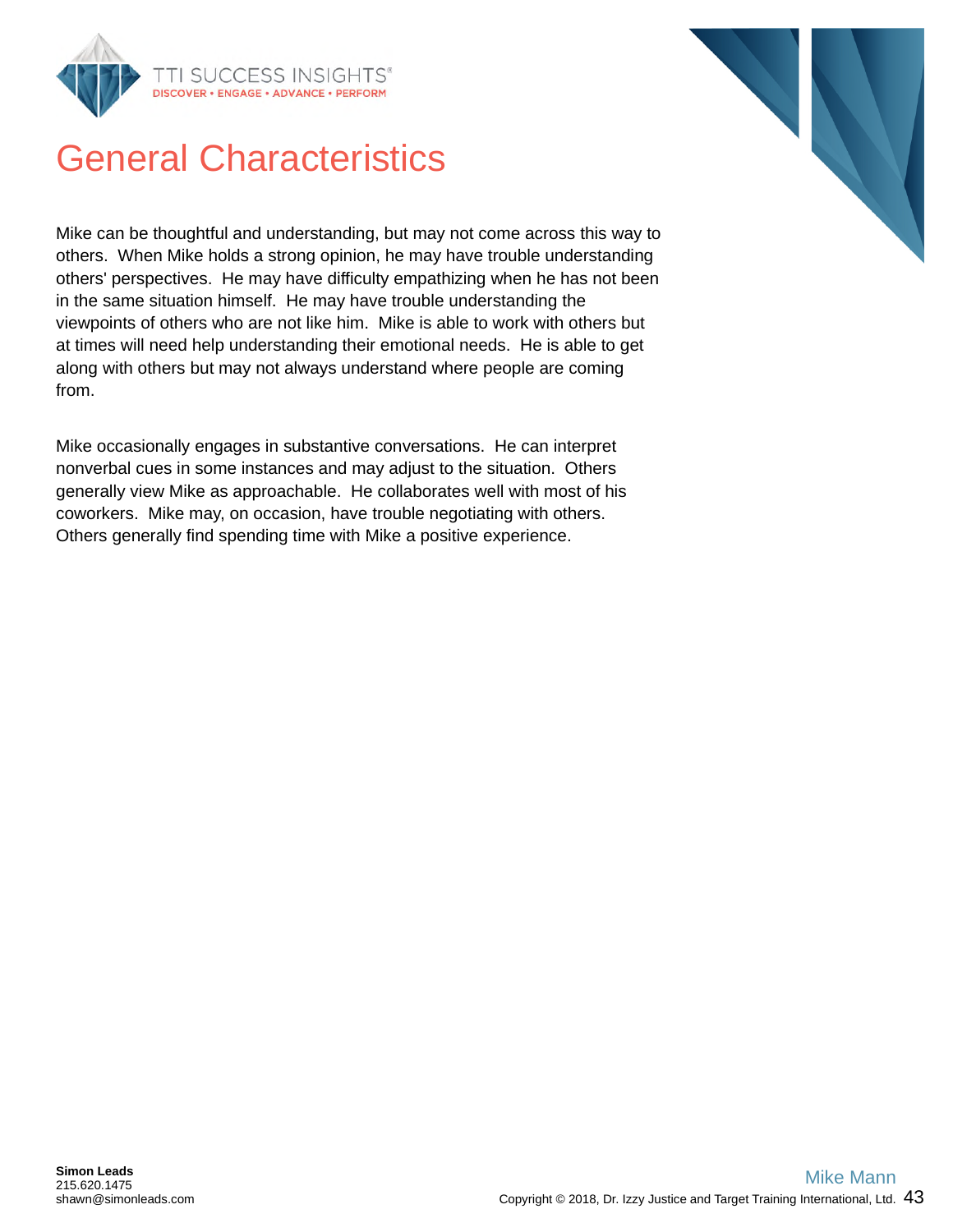# General Characteristics

Mike can be thoughtful and understanding, but may not come across this way to others. When Mike holds a strong opinion, he may have trouble understanding others' perspectives. He may have difficulty empathizing when he has not been in the same situation himself. He may have trouble understanding the viewpoints of others who are not like him. Mike is able to work with others but at times will need help understanding their emotional needs. He is able to get along with others but may not always understand where people are coming from.

Mike occasionally engages in substantive conversations. He can interpret nonverbal cues in some instances and may adjust to the situation. Others generally view Mike as approachable. He collaborates well with most of his coworkers. Mike may, on occasion, have trouble negotiating with others. Others generally find spending time with Mike a positive experience.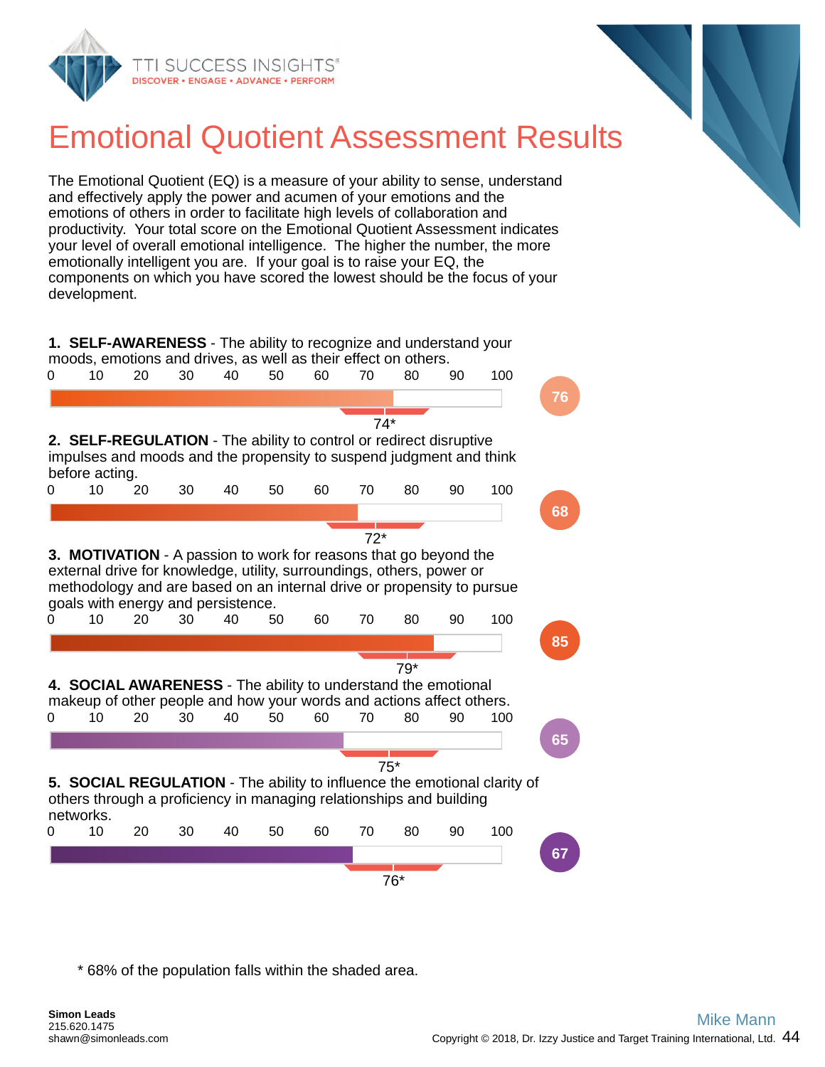# Emotional Quotient Assessment Results

The Emotional Quotient (EQ) is a measure of your ability to sense, understand and effectively apply the power and acumen of your emotions and the emotions of others in order to facilitate high levels of collaboration and productivity. Your total score on the Emotional Quotient Assessment indicates your level of overall emotional intelligence. The higher the number, the more emotionally intelligent you are. If your goal is to raise your EQ, the components on which you have scored the lowest should be the focus of your development.

**1. SELF-AWARENESS** - The ability to recognize and understand your moods, emotions and drives, as well as their effect on others.

Score: 76 — 74*

**2. SELF-REGULATION** - The ability to control or redirect disruptive impulses and moods and the propensity to suspend judgment and think before acting.

Score: 68 — 72*

**3. MOTIVATION** - A passion to work for reasons that go beyond the external drive for knowledge, utility, surroundings, others, power or methodology and are based on an internal drive or propensity to pursue goals with energy and persistence.

Score: 85 — 79*

**4. SOCIAL AWARENESS** - The ability to understand the emotional makeup of other people and how your words and actions affect others.

Score: 65 — 75*

**5. SOCIAL REGULATION** - The ability to influence the emotional clarity of others through a proficiency in managing relationships and building networks.

Score: 67 — 76*

* 68% of the population falls within the shaded area.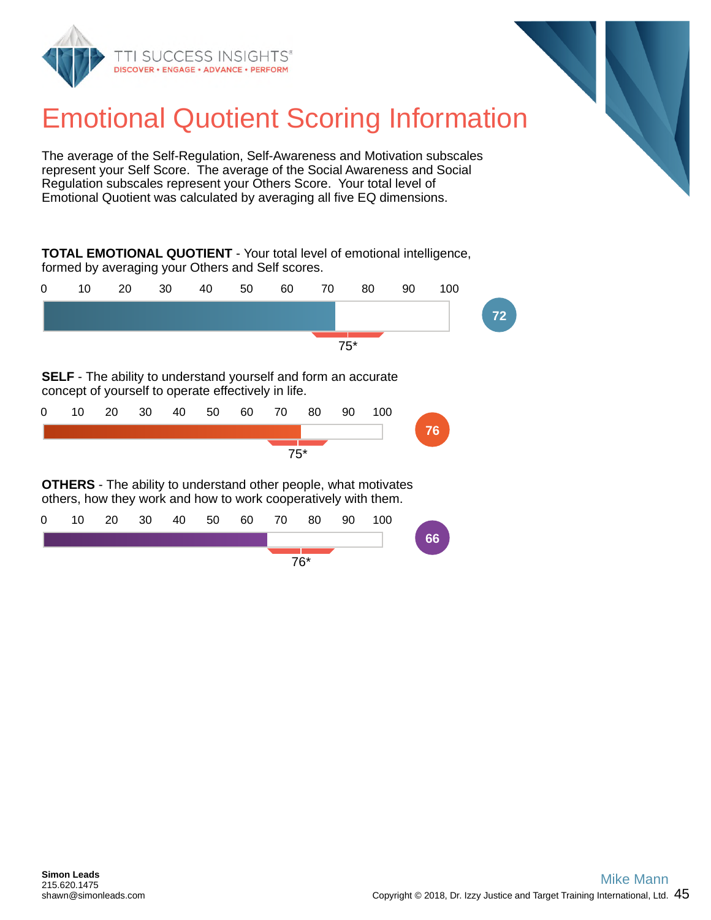# Emotional Quotient Scoring Information

The average of the Self-Regulation, Self-Awareness and Motivation subscales represent your Self Score. The average of the Social Awareness and Social Regulation subscales represent your Others Score. Your total level of Emotional Quotient was calculated by averaging all five EQ dimensions.

**TOTAL EMOTIONAL QUOTIENT** - Your total level of emotional intelligence, formed by averaging your Others and Self scores.

0 10 20 30 40 50 60 70 80 90 100

72

75*

**SELF** - The ability to understand yourself and form an accurate concept of yourself to operate effectively in life.

0 10 20 30 40 50 60 70 80 90 100

76

75*

**OTHERS** - The ability to understand other people, what motivates others, how they work and how to work cooperatively with them.

0 10 20 30 40 50 60 70 80 90 100

66

76*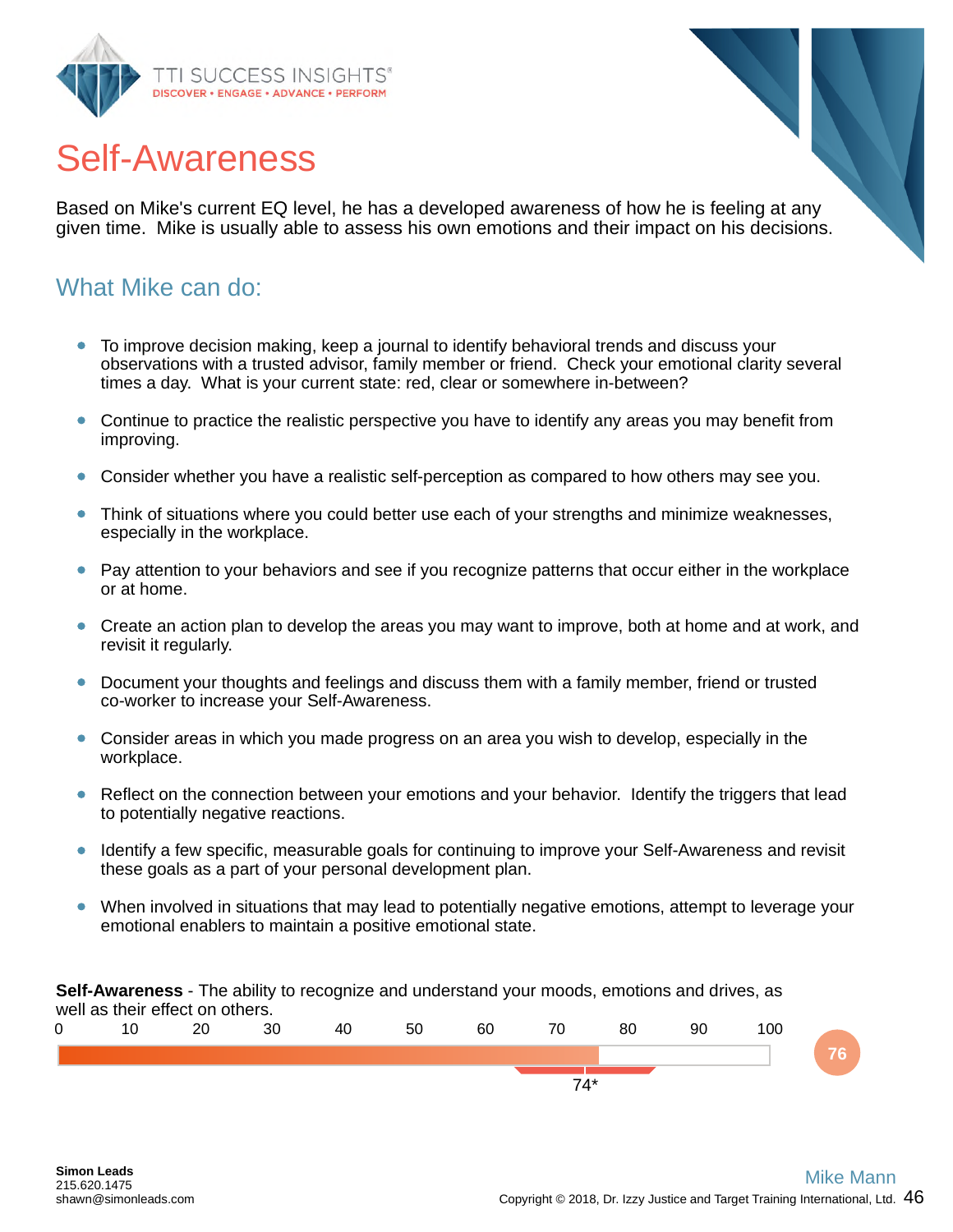# Self-Awareness

Based on Mike's current EQ level, he has a developed awareness of how he is feeling at any given time. Mike is usually able to assess his own emotions and their impact on his decisions.

## What Mike can do:

- To improve decision making, keep a journal to identify behavioral trends and discuss your observations with a trusted advisor, family member or friend. Check your emotional clarity several times a day. What is your current state: red, clear or somewhere in-between?
- Continue to practice the realistic perspective you have to identify any areas you may benefit from improving.
- Consider whether you have a realistic self-perception as compared to how others may see you.
- Think of situations where you could better use each of your strengths and minimize weaknesses, especially in the workplace.
- Pay attention to your behaviors and see if you recognize patterns that occur either in the workplace or at home.
- Create an action plan to develop the areas you may want to improve, both at home and at work, and revisit it regularly.
- Document your thoughts and feelings and discuss them with a family member, friend or trusted co-worker to increase your Self-Awareness.
- Consider areas in which you made progress on an area you wish to develop, especially in the workplace.
- Reflect on the connection between your emotions and your behavior. Identify the triggers that lead to potentially negative reactions.
- Identify a few specific, measurable goals for continuing to improve your Self-Awareness and revisit these goals as a part of your personal development plan.
- When involved in situations that may lead to potentially negative emotions, attempt to leverage your emotional enablers to maintain a positive emotional state.

**Self-Awareness** - The ability to recognize and understand your moods, emotions and drives, as well as their effect on others.

0 10 20 30 40 50 60 70 80 90 100

Score: 76

74*

Simon Leads
215.620.1475
shawn@simonleads.com

Mike Mann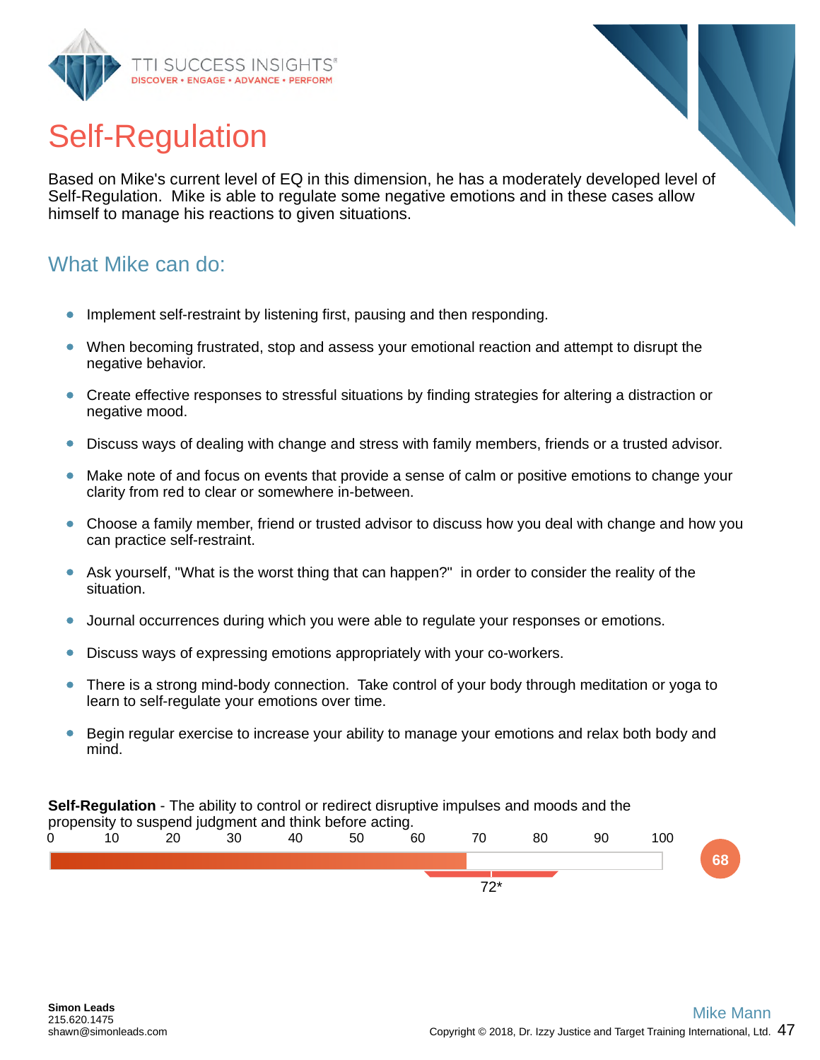# Self-Regulation

Based on Mike's current level of EQ in this dimension, he has a moderately developed level of Self-Regulation. Mike is able to regulate some negative emotions and in these cases allow himself to manage his reactions to given situations.

## What Mike can do:

- Implement self-restraint by listening first, pausing and then responding.
- When becoming frustrated, stop and assess your emotional reaction and attempt to disrupt the negative behavior.
- Create effective responses to stressful situations by finding strategies for altering a distraction or negative mood.
- Discuss ways of dealing with change and stress with family members, friends or a trusted advisor.
- Make note of and focus on events that provide a sense of calm or positive emotions to change your clarity from red to clear or somewhere in-between.
- Choose a family member, friend or trusted advisor to discuss how you deal with change and how you can practice self-restraint.
- Ask yourself, "What is the worst thing that can happen?" in order to consider the reality of the situation.
- Journal occurrences during which you were able to regulate your responses or emotions.
- Discuss ways of expressing emotions appropriately with your co-workers.
- There is a strong mind-body connection. Take control of your body through meditation or yoga to learn to self-regulate your emotions over time.
- Begin regular exercise to increase your ability to manage your emotions and relax both body and mind.

**Self-Regulation** - The ability to control or redirect disruptive impulses and moods and the propensity to suspend judgment and think before acting.

0 10 20 30 40 50 60 70 80 90 100

Score: 68

72*

Simon Leads
215.620.1475
shawn@simonleads.com

Mike Mann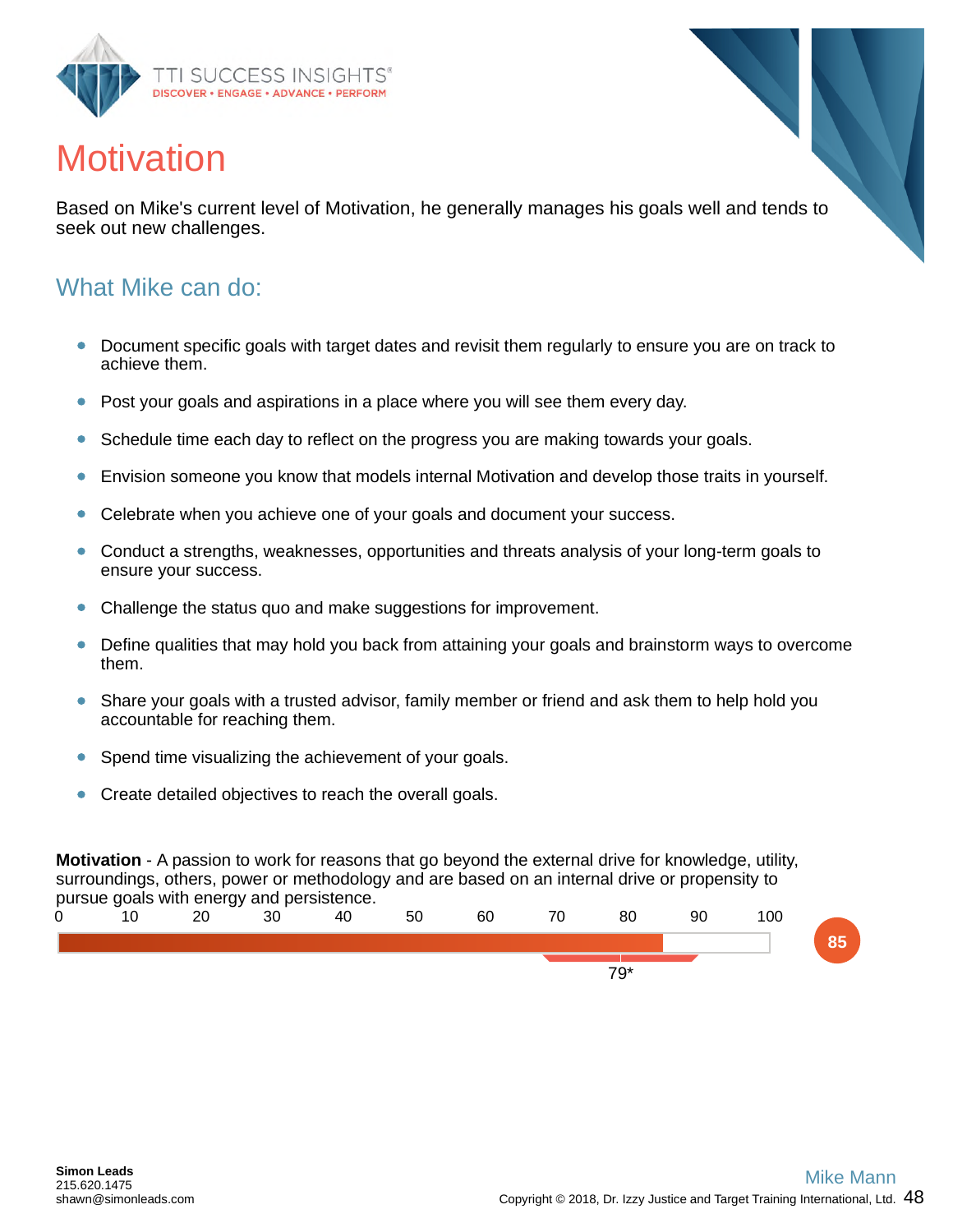# Motivation

Based on Mike's current level of Motivation, he generally manages his goals well and tends to seek out new challenges.

## What Mike can do:

- Document specific goals with target dates and revisit them regularly to ensure you are on track to achieve them.
- Post your goals and aspirations in a place where you will see them every day.
- Schedule time each day to reflect on the progress you are making towards your goals.
- Envision someone you know that models internal Motivation and develop those traits in yourself.
- Celebrate when you achieve one of your goals and document your success.
- Conduct a strengths, weaknesses, opportunities and threats analysis of your long-term goals to ensure your success.
- Challenge the status quo and make suggestions for improvement.
- Define qualities that may hold you back from attaining your goals and brainstorm ways to overcome them.
- Share your goals with a trusted advisor, family member or friend and ask them to help hold you accountable for reaching them.
- Spend time visualizing the achievement of your goals.
- Create detailed objectives to reach the overall goals.

**Motivation** - A passion to work for reasons that go beyond the external drive for knowledge, utility, surroundings, others, power or methodology and are based on an internal drive or propensity to pursue goals with energy and persistence.

0 10 20 30 40 50 60 70 80 90 100

85

79*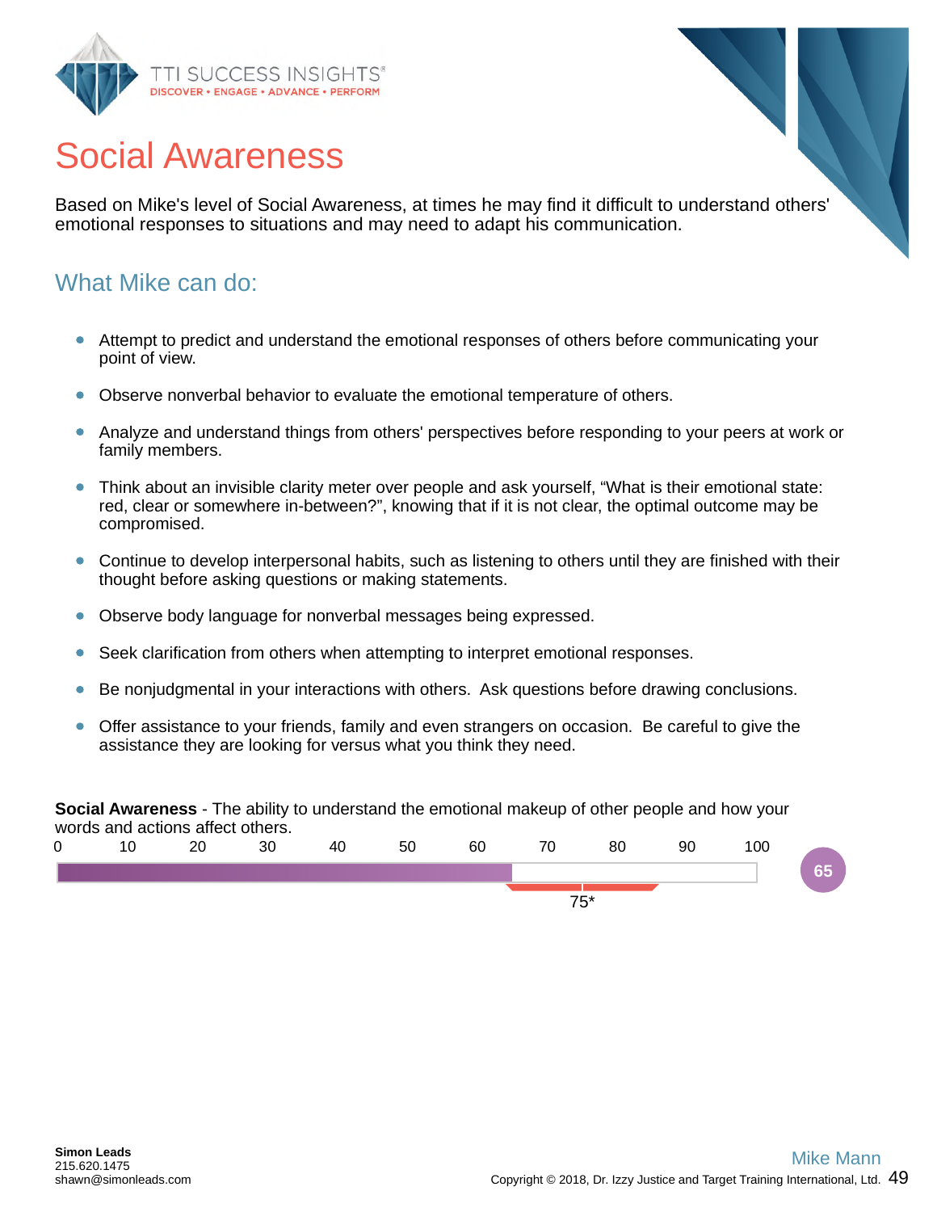# Social Awareness

Based on Mike's level of Social Awareness, at times he may find it difficult to understand others' emotional responses to situations and may need to adapt his communication.

## What Mike can do:

- Attempt to predict and understand the emotional responses of others before communicating your point of view.
- Observe nonverbal behavior to evaluate the emotional temperature of others.
- Analyze and understand things from others' perspectives before responding to your peers at work or family members.
- Think about an invisible clarity meter over people and ask yourself, "What is their emotional state: red, clear or somewhere in-between?", knowing that if it is not clear, the optimal outcome may be compromised.
- Continue to develop interpersonal habits, such as listening to others until they are finished with their thought before asking questions or making statements.
- Observe body language for nonverbal messages being expressed.
- Seek clarification from others when attempting to interpret emotional responses.
- Be nonjudgmental in your interactions with others. Ask questions before drawing conclusions.
- Offer assistance to your friends, family and even strangers on occasion. Be careful to give the assistance they are looking for versus what you think they need.

**Social Awareness** - The ability to understand the emotional makeup of other people and how your words and actions affect others.

Scale: 0 – 10 – 20 – 30 – 40 – 50 – 60 – 70 – 80 – 90 – 100

Score: 65

75*

Simon Leads
215.620.1475
shawn@simonleads.com

Mike Mann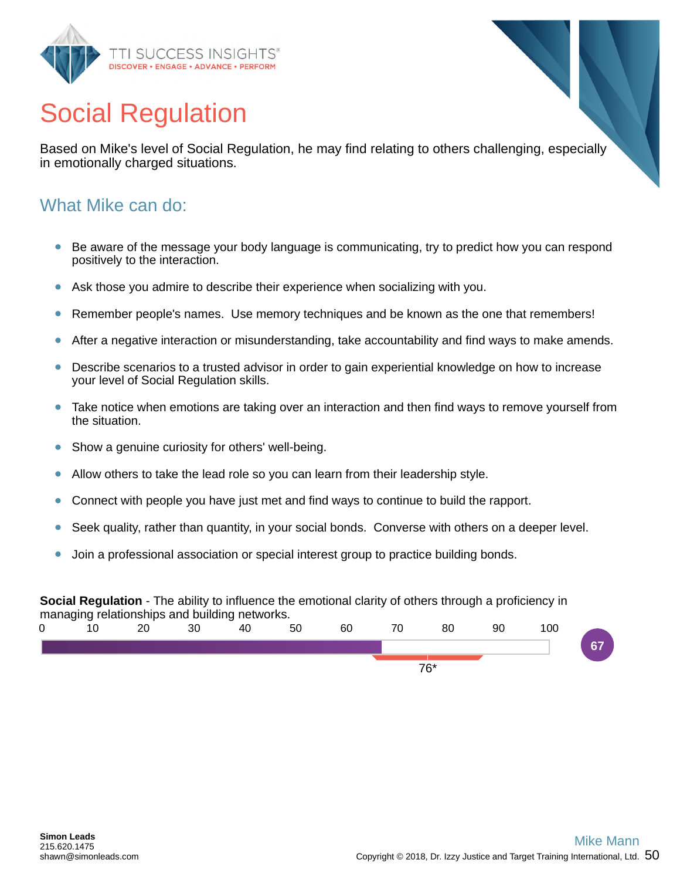# Social Regulation

Based on Mike's level of Social Regulation, he may find relating to others challenging, especially in emotionally charged situations.

## What Mike can do:

- Be aware of the message your body language is communicating, try to predict how you can respond positively to the interaction.
- Ask those you admire to describe their experience when socializing with you.
- Remember people's names.  Use memory techniques and be known as the one that remembers!
- After a negative interaction or misunderstanding, take accountability and find ways to make amends.
- Describe scenarios to a trusted advisor in order to gain experiential knowledge on how to increase your level of Social Regulation skills.
- Take notice when emotions are taking over an interaction and then find ways to remove yourself from the situation.
- Show a genuine curiosity for others' well-being.
- Allow others to take the lead role so you can learn from their leadership style.
- Connect with people you have just met and find ways to continue to build the rapport.
- Seek quality, rather than quantity, in your social bonds.  Converse with others on a deeper level.
- Join a professional association or special interest group to practice building bonds.

**Social Regulation** - The ability to influence the emotional clarity of others through a proficiency in managing relationships and building networks.

0 10 20 30 40 50 60 70 80 90 100

Score: 67

76*

Simon Leads
215.620.1475
shawn@simonleads.com

Mike Mann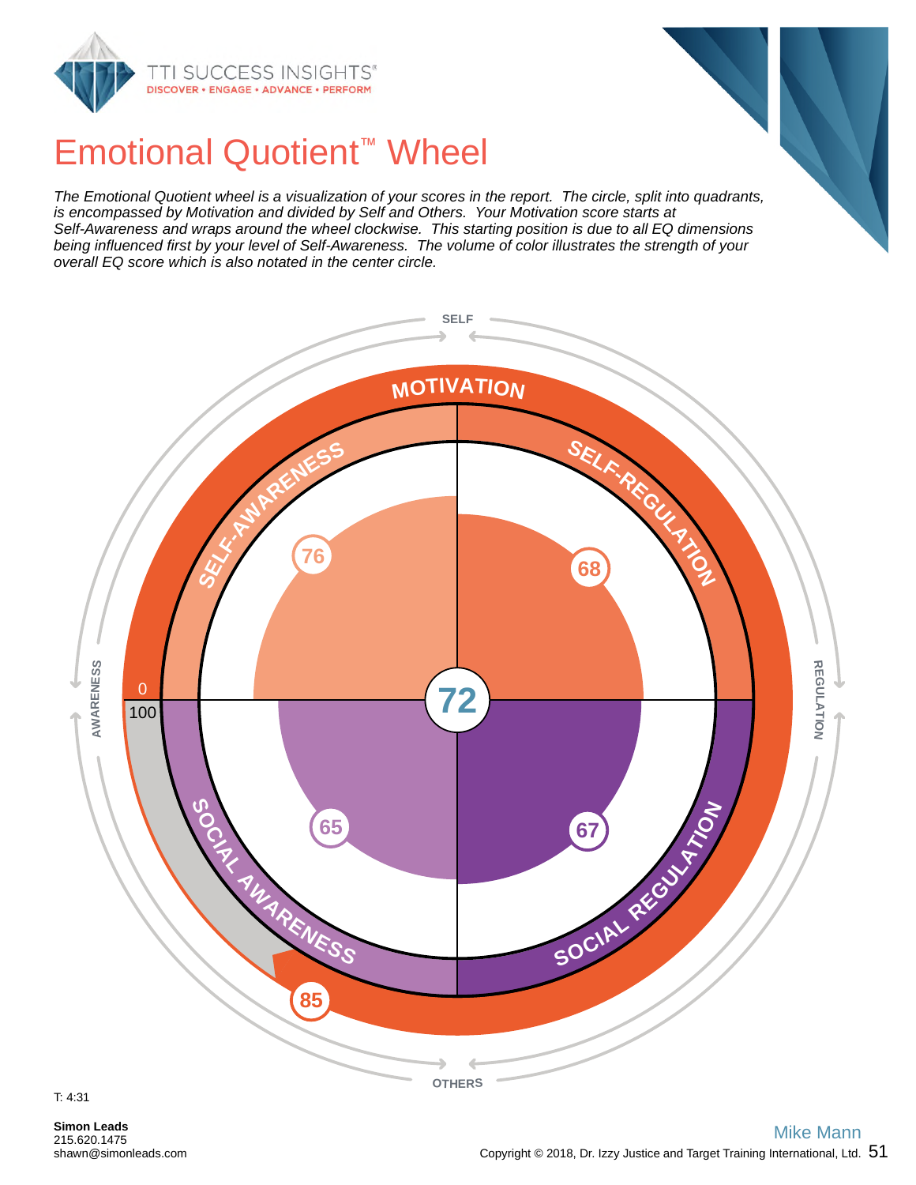# Emotional Quotient™ Wheel

*The Emotional Quotient wheel is a visualization of your scores in the report. The circle, split into quadrants, is encompassed by Motivation and divided by Self and Others. Your Motivation score starts at Self-Awareness and wraps around the wheel clockwise. This starting position is due to all EQ dimensions being influenced first by your level of Self-Awareness. The volume of color illustrates the strength of your overall EQ score which is also notated in the center circle.*

SELF

MOTIVATION

SELF-AWARENESS 76

SELF-REGULATION 68

AWARENESS

0

100

72

REGULATION

SOCIAL AWARENESS 65

SOCIAL REGULATION 67

85

OTHERS

T: 4:31

**Simon Leads**
215.620.1475
shawn@simonleads.com

Mike Mann

Copyright © 2018, Dr. Izzy Justice and Target Training International, Ltd.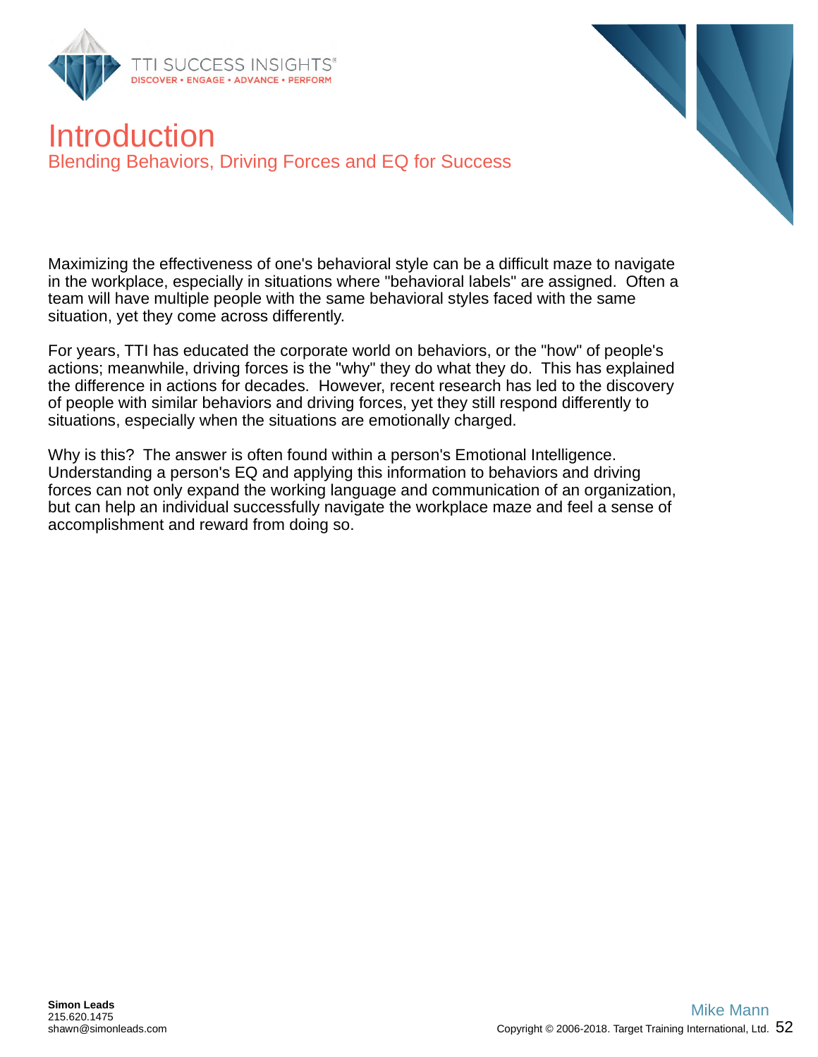# Introduction

## Blending Behaviors, Driving Forces and EQ for Success

Maximizing the effectiveness of one's behavioral style can be a difficult maze to navigate in the workplace, especially in situations where "behavioral labels" are assigned. Often a team will have multiple people with the same behavioral styles faced with the same situation, yet they come across differently.

For years, TTI has educated the corporate world on behaviors, or the "how" of people's actions; meanwhile, driving forces is the "why" they do what they do. This has explained the difference in actions for decades. However, recent research has led to the discovery of people with similar behaviors and driving forces, yet they still respond differently to situations, especially when the situations are emotionally charged.

Why is this? The answer is often found within a person's Emotional Intelligence. Understanding a person's EQ and applying this information to behaviors and driving forces can not only expand the working language and communication of an organization, but can help an individual successfully navigate the workplace maze and feel a sense of accomplishment and reward from doing so.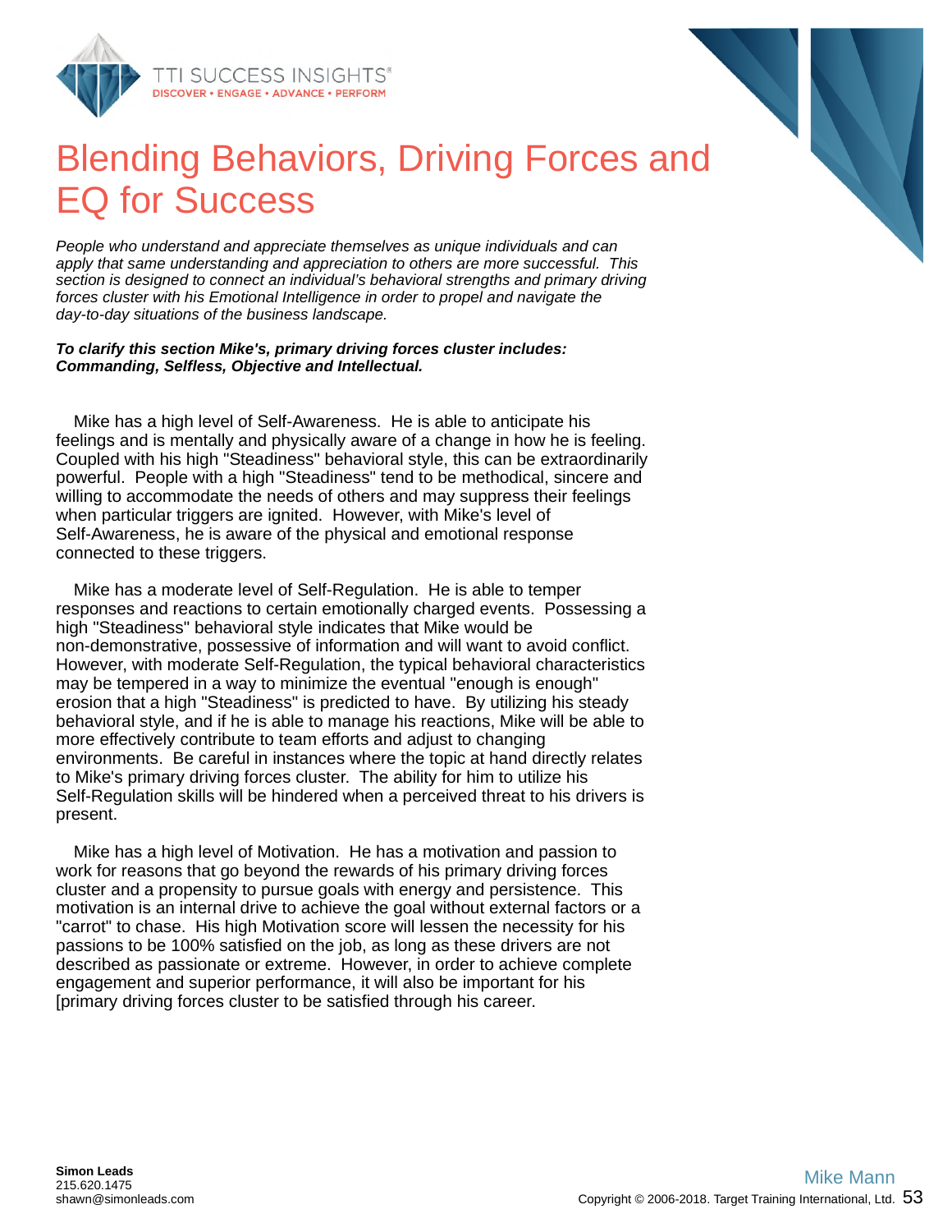# Blending Behaviors, Driving Forces and EQ for Success

*People who understand and appreciate themselves as unique individuals and can apply that same understanding and appreciation to others are more successful. This section is designed to connect an individual's behavioral strengths and primary driving forces cluster with his Emotional Intelligence in order to propel and navigate the day-to-day situations of the business landscape.*

***To clarify this section Mike's, primary driving forces cluster includes: Commanding, Selfless, Objective and Intellectual.***

Mike has a high level of Self-Awareness. He is able to anticipate his feelings and is mentally and physically aware of a change in how he is feeling. Coupled with his high "Steadiness" behavioral style, this can be extraordinarily powerful. People with a high "Steadiness" tend to be methodical, sincere and willing to accommodate the needs of others and may suppress their feelings when particular triggers are ignited. However, with Mike's level of Self-Awareness, he is aware of the physical and emotional response connected to these triggers.

Mike has a moderate level of Self-Regulation. He is able to temper responses and reactions to certain emotionally charged events. Possessing a high "Steadiness" behavioral style indicates that Mike would be non-demonstrative, possessive of information and will want to avoid conflict. However, with moderate Self-Regulation, the typical behavioral characteristics may be tempered in a way to minimize the eventual "enough is enough" erosion that a high "Steadiness" is predicted to have. By utilizing his steady behavioral style, and if he is able to manage his reactions, Mike will be able to more effectively contribute to team efforts and adjust to changing environments. Be careful in instances where the topic at hand directly relates to Mike's primary driving forces cluster. The ability for him to utilize his Self-Regulation skills will be hindered when a perceived threat to his drivers is present.

Mike has a high level of Motivation. He has a motivation and passion to work for reasons that go beyond the rewards of his primary driving forces cluster and a propensity to pursue goals with energy and persistence. This motivation is an internal drive to achieve the goal without external factors or a "carrot" to chase. His high Motivation score will lessen the necessity for his passions to be 100% satisfied on the job, as long as these drivers are not described as passionate or extreme. However, in order to achieve complete engagement and superior performance, it will also be important for his [primary driving forces cluster to be satisfied through his career.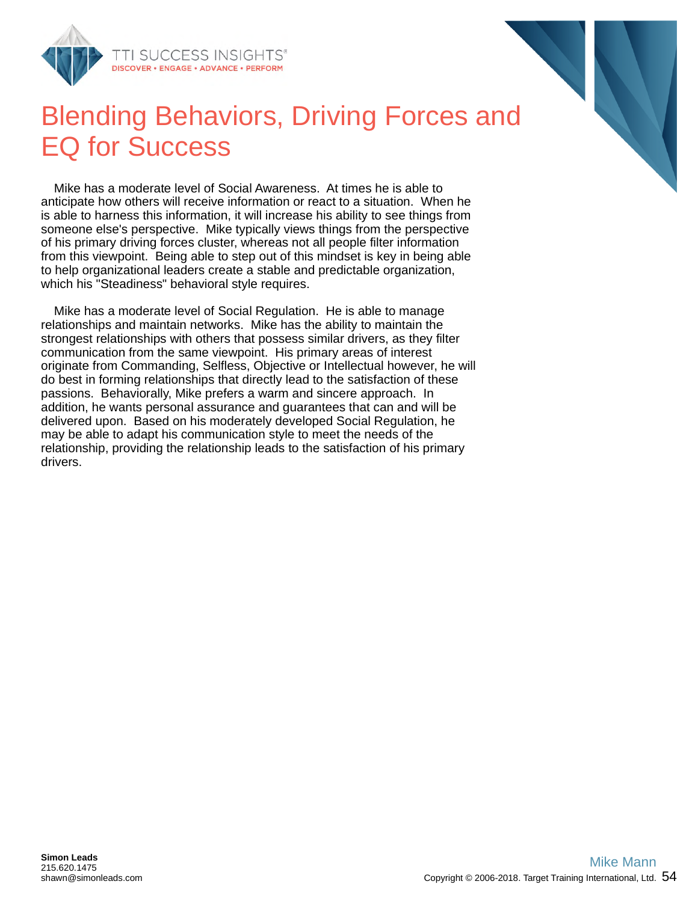# Blending Behaviors, Driving Forces and EQ for Success

Mike has a moderate level of Social Awareness. At times he is able to anticipate how others will receive information or react to a situation. When he is able to harness this information, it will increase his ability to see things from someone else's perspective. Mike typically views things from the perspective of his primary driving forces cluster, whereas not all people filter information from this viewpoint. Being able to step out of this mindset is key in being able to help organizational leaders create a stable and predictable organization, which his "Steadiness" behavioral style requires.

Mike has a moderate level of Social Regulation. He is able to manage relationships and maintain networks. Mike has the ability to maintain the strongest relationships with others that possess similar drivers, as they filter communication from the same viewpoint. His primary areas of interest originate from Commanding, Selfless, Objective or Intellectual however, he will do best in forming relationships that directly lead to the satisfaction of these passions. Behaviorally, Mike prefers a warm and sincere approach. In addition, he wants personal assurance and guarantees that can and will be delivered upon. Based on his moderately developed Social Regulation, he may be able to adapt his communication style to meet the needs of the relationship, providing the relationship leads to the satisfaction of his primary drivers.